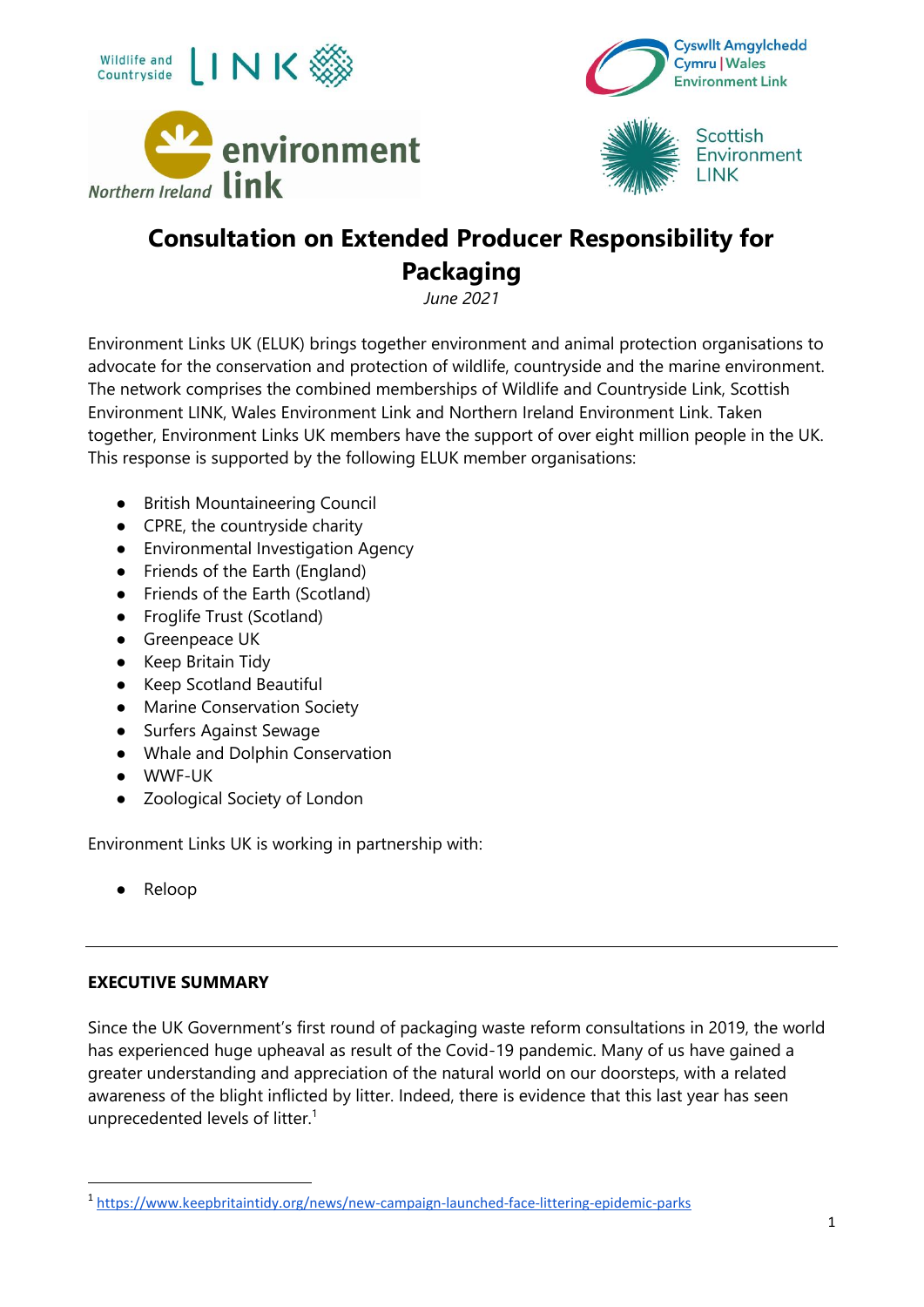# Consultation on Extended Producer Responsibility for Packaging

*June 2021*

Environment Links UK (ELUK) brings together environment and animal protection organisations to advocate for the conservation and protection of wildlife, countryside and the marine environment. The network comprises the combined memberships of Wildlife and Countryside Link, Scottish Environment LINK, Wales Environment Link and Northern Ireland Environment Link. Taken together, Environment Links UK members have the support of over eight million people in the UK. This response is supported by the following ELUK member organisations:

- British Mountaineering Council
- CPRE, the countryside charity
- Environmental Investigation Agency
- Friends of the Earth (England)
- Friends of the Earth (Scotland)
- Froglife Trust (Scotland)
- Greenpeace UK
- Keep Britain Tidy
- Keep Scotland Beautiful
- Marine Conservation Society
- Surfers Against Sewage
- Whale and Dolphin Conservation
- WWF-UK
- Zoological Society of London

Environment Links UK is working in partnership with:

- Reloop

---

## EXECUTIVE SUMMARY

Since the UK Government's first round of packaging waste reform consultations in 2019, the world has experienced huge upheaval as result of the Covid-19 pandemic. Many of us have gained a greater understanding and appreciation of the natural world on our doorsteps, with a related awareness of the blight inflicted by litter. Indeed, there is evidence that this last year has seen unprecedented levels of litter.[1]

[1] https://www.keepbritaintidy.org/news/new-campaign-launched-face-littering-epidemic-parks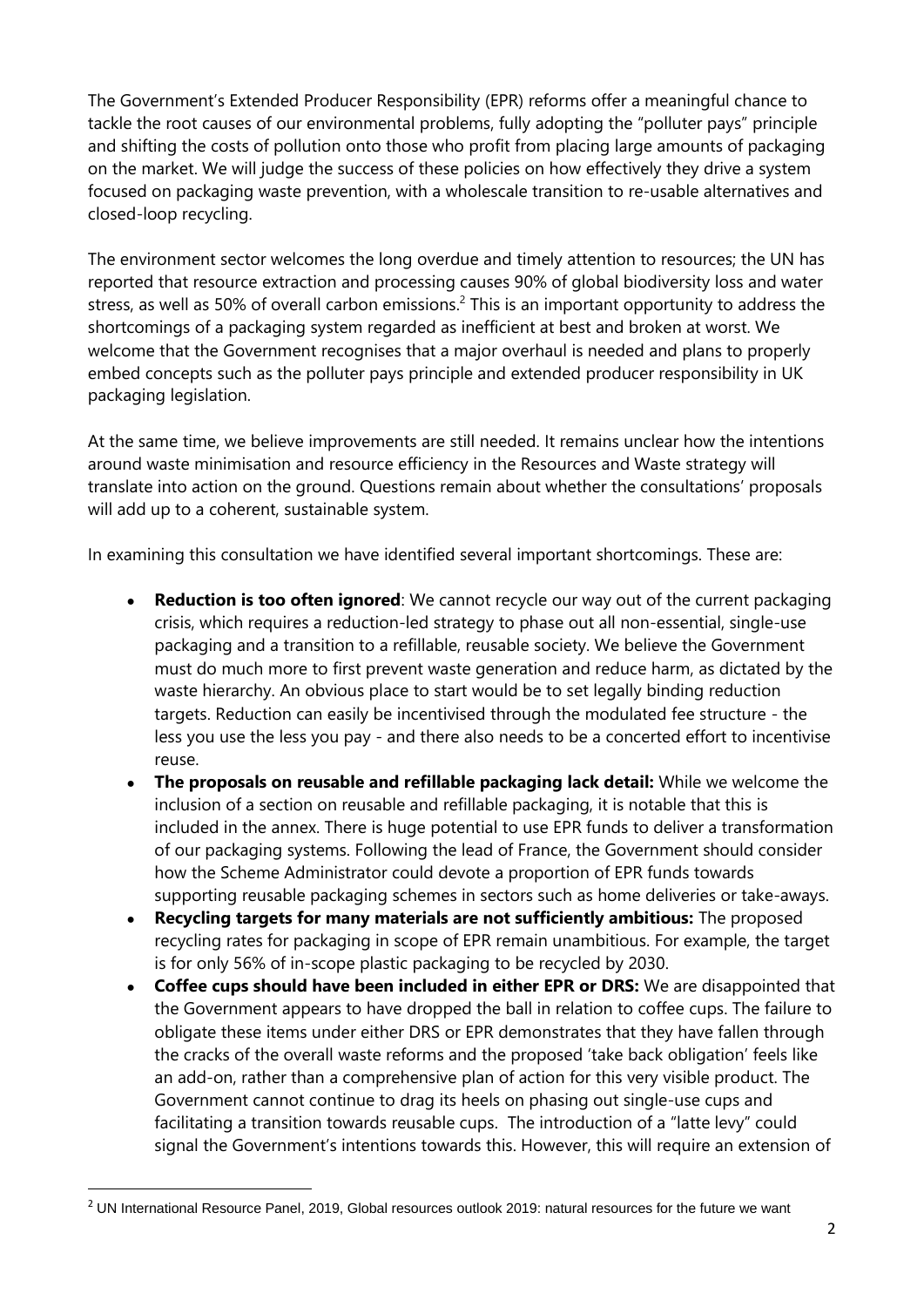The Government's Extended Producer Responsibility (EPR) reforms offer a meaningful chance to tackle the root causes of our environmental problems, fully adopting the "polluter pays" principle and shifting the costs of pollution onto those who profit from placing large amounts of packaging on the market. We will judge the success of these policies on how effectively they drive a system focused on packaging waste prevention, with a wholescale transition to re-usable alternatives and closed-loop recycling.

The environment sector welcomes the long overdue and timely attention to resources; the UN has reported that resource extraction and processing causes 90% of global biodiversity loss and water stress, as well as 50% of overall carbon emissions.[2] This is an important opportunity to address the shortcomings of a packaging system regarded as inefficient at best and broken at worst. We welcome that the Government recognises that a major overhaul is needed and plans to properly embed concepts such as the polluter pays principle and extended producer responsibility in UK packaging legislation.

At the same time, we believe improvements are still needed. It remains unclear how the intentions around waste minimisation and resource efficiency in the Resources and Waste strategy will translate into action on the ground. Questions remain about whether the consultations' proposals will add up to a coherent, sustainable system.

In examining this consultation we have identified several important shortcomings. These are:

- **Reduction is too often ignored**: We cannot recycle our way out of the current packaging crisis, which requires a reduction-led strategy to phase out all non-essential, single-use packaging and a transition to a refillable, reusable society. We believe the Government must do much more to first prevent waste generation and reduce harm, as dictated by the waste hierarchy. An obvious place to start would be to set legally binding reduction targets. Reduction can easily be incentivised through the modulated fee structure - the less you use the less you pay - and there also needs to be a concerted effort to incentivise reuse.
- **The proposals on reusable and refillable packaging lack detail:** While we welcome the inclusion of a section on reusable and refillable packaging, it is notable that this is included in the annex. There is huge potential to use EPR funds to deliver a transformation of our packaging systems. Following the lead of France, the Government should consider how the Scheme Administrator could devote a proportion of EPR funds towards supporting reusable packaging schemes in sectors such as home deliveries or take-aways.
- **Recycling targets for many materials are not sufficiently ambitious:** The proposed recycling rates for packaging in scope of EPR remain unambitious. For example, the target is for only 56% of in-scope plastic packaging to be recycled by 2030.
- **Coffee cups should have been included in either EPR or DRS:** We are disappointed that the Government appears to have dropped the ball in relation to coffee cups. The failure to obligate these items under either DRS or EPR demonstrates that they have fallen through the cracks of the overall waste reforms and the proposed 'take back obligation' feels like an add-on, rather than a comprehensive plan of action for this very visible product. The Government cannot continue to drag its heels on phasing out single-use cups and facilitating a transition towards reusable cups. The introduction of a "latte levy" could signal the Government's intentions towards this. However, this will require an extension of

[2] UN International Resource Panel, 2019, Global resources outlook 2019: natural resources for the future we want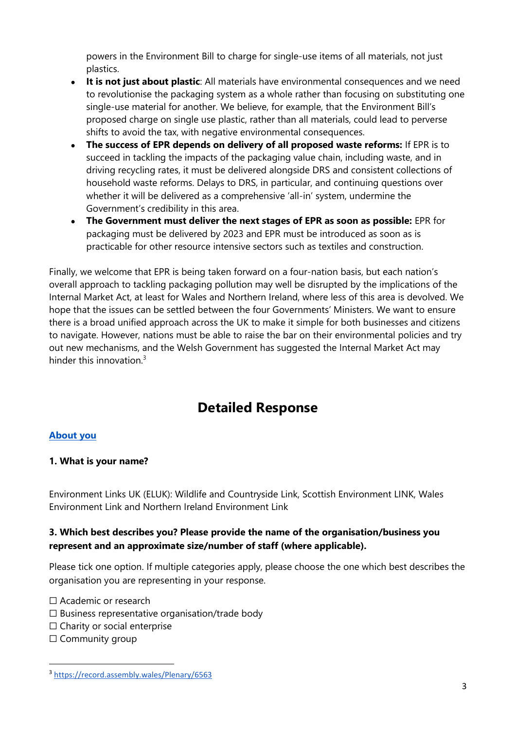powers in the Environment Bill to charge for single-use items of all materials, not just plastics.

- **It is not just about plastic**: All materials have environmental consequences and we need to revolutionise the packaging system as a whole rather than focusing on substituting one single-use material for another. We believe, for example, that the Environment Bill's proposed charge on single use plastic, rather than all materials, could lead to perverse shifts to avoid the tax, with negative environmental consequences.
- **The success of EPR depends on delivery of all proposed waste reforms:** If EPR is to succeed in tackling the impacts of the packaging value chain, including waste, and in driving recycling rates, it must be delivered alongside DRS and consistent collections of household waste reforms. Delays to DRS, in particular, and continuing questions over whether it will be delivered as a comprehensive 'all-in' system, undermine the Government's credibility in this area.
- **The Government must deliver the next stages of EPR as soon as possible:** EPR for packaging must be delivered by 2023 and EPR must be introduced as soon as is practicable for other resource intensive sectors such as textiles and construction.

Finally, we welcome that EPR is being taken forward on a four-nation basis, but each nation's overall approach to tackling packaging pollution may well be disrupted by the implications of the Internal Market Act, at least for Wales and Northern Ireland, where less of this area is devolved. We hope that the issues can be settled between the four Governments' Ministers. We want to ensure there is a broad unified approach across the UK to make it simple for both businesses and citizens to navigate. However, nations must be able to raise the bar on their environmental policies and try out new mechanisms, and the Welsh Government has suggested the Internal Market Act may hinder this innovation.[3]

# Detailed Response

## About you

**1. What is your name?**

Environment Links UK (ELUK): Wildlife and Countryside Link, Scottish Environment LINK, Wales Environment Link and Northern Ireland Environment Link

**3. Which best describes you? Please provide the name of the organisation/business you represent and an approximate size/number of staff (where applicable).**

Please tick one option. If multiple categories apply, please choose the one which best describes the organisation you are representing in your response.

☐ Academic or research
☐ Business representative organisation/trade body
☐ Charity or social enterprise
☐ Community group

[3] https://record.assembly.wales/Plenary/6563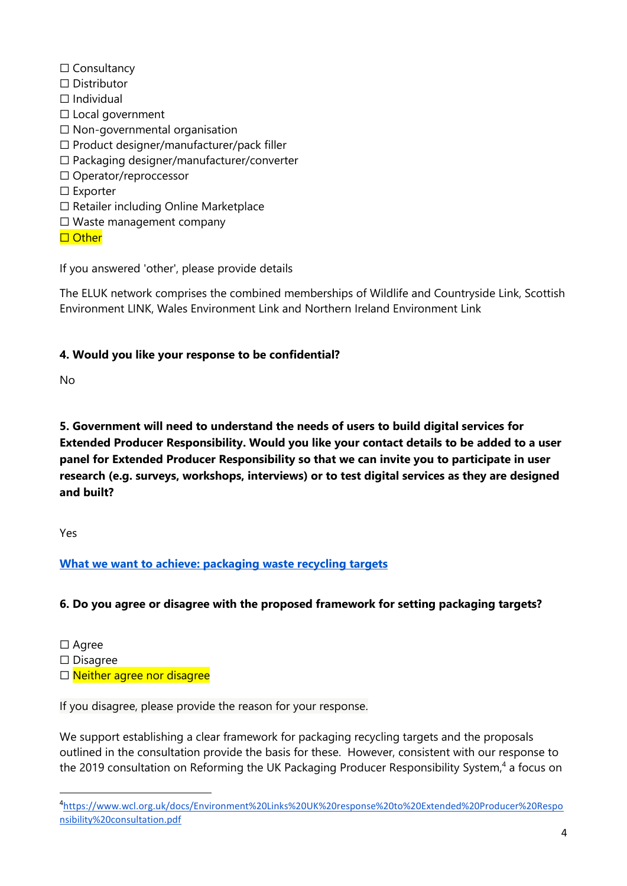☐ Consultancy
☐ Distributor
☐ Individual
☐ Local government
☐ Non-governmental organisation
☐ Product designer/manufacturer/pack filler
☐ Packaging designer/manufacturer/converter
☐ Operator/reproccessor
☐ Exporter
☐ Retailer including Online Marketplace
☐ Waste management company
☐ Other

If you answered 'other', please provide details

The ELUK network comprises the combined memberships of Wildlife and Countryside Link, Scottish Environment LINK, Wales Environment Link and Northern Ireland Environment Link

**4. Would you like your response to be confidential?**

No

**5. Government will need to understand the needs of users to build digital services for Extended Producer Responsibility. Would you like your contact details to be added to a user panel for Extended Producer Responsibility so that we can invite you to participate in user research (e.g. surveys, workshops, interviews) or to test digital services as they are designed and built?**

Yes

**What we want to achieve: packaging waste recycling targets**

**6. Do you agree or disagree with the proposed framework for setting packaging targets?**

☐ Agree
☐ Disagree
☐ Neither agree nor disagree

If you disagree, please provide the reason for your response.

We support establishing a clear framework for packaging recycling targets and the proposals outlined in the consultation provide the basis for these. However, consistent with our response to the 2019 consultation on Reforming the UK Packaging Producer Responsibility System,[4] a focus on

[4] https://www.wcl.org.uk/docs/Environment%20Links%20UK%20response%20to%20Extended%20Producer%20Responsibility%20consultation.pdf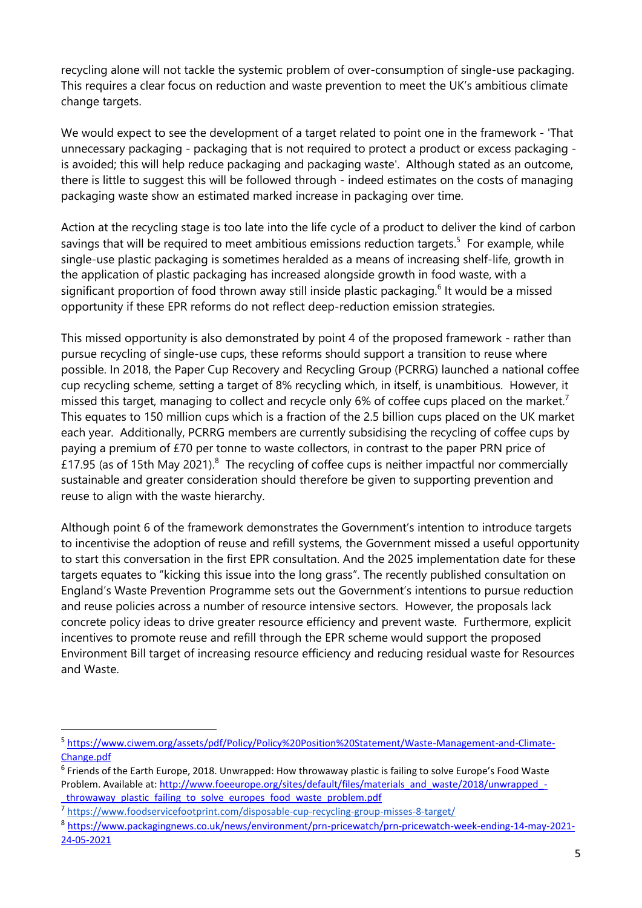recycling alone will not tackle the systemic problem of over-consumption of single-use packaging. This requires a clear focus on reduction and waste prevention to meet the UK's ambitious climate change targets.

We would expect to see the development of a target related to point one in the framework - 'That unnecessary packaging - packaging that is not required to protect a product or excess packaging - is avoided; this will help reduce packaging and packaging waste'. Although stated as an outcome, there is little to suggest this will be followed through - indeed estimates on the costs of managing packaging waste show an estimated marked increase in packaging over time.

Action at the recycling stage is too late into the life cycle of a product to deliver the kind of carbon savings that will be required to meet ambitious emissions reduction targets.[5] For example, while single-use plastic packaging is sometimes heralded as a means of increasing shelf-life, growth in the application of plastic packaging has increased alongside growth in food waste, with a significant proportion of food thrown away still inside plastic packaging.[6] It would be a missed opportunity if these EPR reforms do not reflect deep-reduction emission strategies.

This missed opportunity is also demonstrated by point 4 of the proposed framework - rather than pursue recycling of single-use cups, these reforms should support a transition to reuse where possible. In 2018, the Paper Cup Recovery and Recycling Group (PCRRG) launched a national coffee cup recycling scheme, setting a target of 8% recycling which, in itself, is unambitious. However, it missed this target, managing to collect and recycle only 6% of coffee cups placed on the market.[7] This equates to 150 million cups which is a fraction of the 2.5 billion cups placed on the UK market each year. Additionally, PCRRG members are currently subsidising the recycling of coffee cups by paying a premium of £70 per tonne to waste collectors, in contrast to the paper PRN price of £17.95 (as of 15th May 2021).[8] The recycling of coffee cups is neither impactful nor commercially sustainable and greater consideration should therefore be given to supporting prevention and reuse to align with the waste hierarchy.

Although point 6 of the framework demonstrates the Government's intention to introduce targets to incentivise the adoption of reuse and refill systems, the Government missed a useful opportunity to start this conversation in the first EPR consultation. And the 2025 implementation date for these targets equates to "kicking this issue into the long grass". The recently published consultation on England's Waste Prevention Programme sets out the Government's intentions to pursue reduction and reuse policies across a number of resource intensive sectors. However, the proposals lack concrete policy ideas to drive greater resource efficiency and prevent waste. Furthermore, explicit incentives to promote reuse and refill through the EPR scheme would support the proposed Environment Bill target of increasing resource efficiency and reducing residual waste for Resources and Waste.

---

[5] https://www.ciwem.org/assets/pdf/Policy/Policy%20Position%20Statement/Waste-Management-and-Climate-Change.pdf

[6] Friends of the Earth Europe, 2018. Unwrapped: How throwaway plastic is failing to solve Europe's Food Waste Problem. Available at: http://www.foeeurope.org/sites/default/files/materials_and_waste/2018/unwrapped_-_throwaway_plastic_failing_to_solve_europes_food_waste_problem.pdf

[7] https://www.foodservicefootprint.com/disposable-cup-recycling-group-misses-8-target/

[8] https://www.packagingnews.co.uk/news/environment/prn-pricewatch/prn-pricewatch-week-ending-14-may-2021-24-05-2021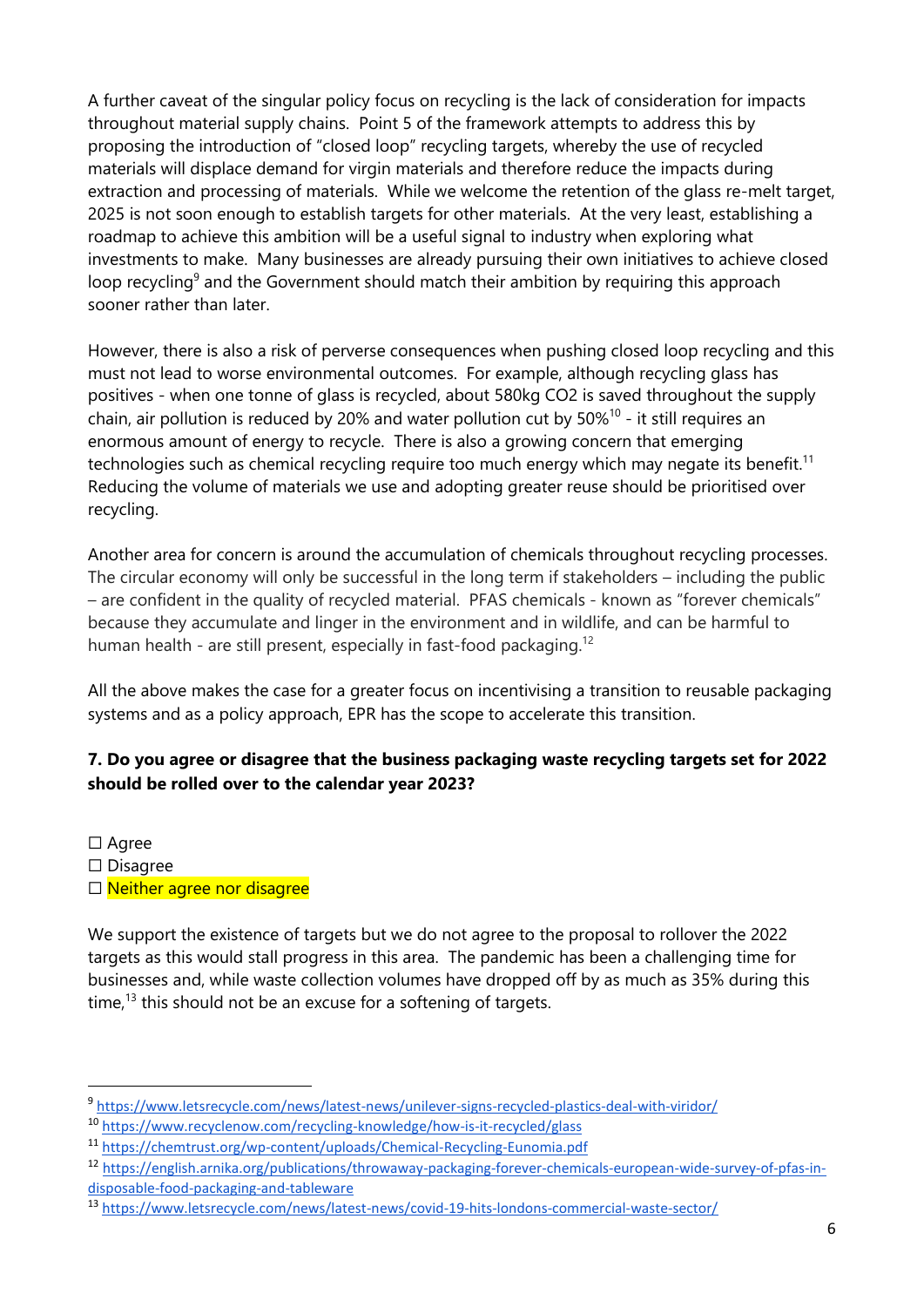A further caveat of the singular policy focus on recycling is the lack of consideration for impacts throughout material supply chains. Point 5 of the framework attempts to address this by proposing the introduction of "closed loop" recycling targets, whereby the use of recycled materials will displace demand for virgin materials and therefore reduce the impacts during extraction and processing of materials. While we welcome the retention of the glass re-melt target, 2025 is not soon enough to establish targets for other materials. At the very least, establishing a roadmap to achieve this ambition will be a useful signal to industry when exploring what investments to make. Many businesses are already pursuing their own initiatives to achieve closed loop recycling[9] and the Government should match their ambition by requiring this approach sooner rather than later.

However, there is also a risk of perverse consequences when pushing closed loop recycling and this must not lead to worse environmental outcomes. For example, although recycling glass has positives - when one tonne of glass is recycled, about 580kg $CO_2$ is saved throughout the supply chain, air pollution is reduced by 20% and water pollution cut by 50%[10] - it still requires an enormous amount of energy to recycle. There is also a growing concern that emerging technologies such as chemical recycling require too much energy which may negate its benefit.[11] Reducing the volume of materials we use and adopting greater reuse should be prioritised over recycling.

Another area for concern is around the accumulation of chemicals throughout recycling processes. The circular economy will only be successful in the long term if stakeholders – including the public – are confident in the quality of recycled material. PFAS chemicals - known as "forever chemicals" because they accumulate and linger in the environment and in wildlife, and can be harmful to human health - are still present, especially in fast-food packaging.[12]

All the above makes the case for a greater focus on incentivising a transition to reusable packaging systems and as a policy approach, EPR has the scope to accelerate this transition.

**7. Do you agree or disagree that the business packaging waste recycling targets set for 2022 should be rolled over to the calendar year 2023?**

☐ Agree
☐ Disagree
☐ Neither agree nor disagree

We support the existence of targets but we do not agree to the proposal to rollover the 2022 targets as this would stall progress in this area. The pandemic has been a challenging time for businesses and, while waste collection volumes have dropped off by as much as 35% during this time,[13] this should not be an excuse for a softening of targets.

---

[9] https://www.letsrecycle.com/news/latest-news/unilever-signs-recycled-plastics-deal-with-viridor/
[10] https://www.recyclenow.com/recycling-knowledge/how-is-it-recycled/glass
[11] https://chemtrust.org/wp-content/uploads/Chemical-Recycling-Eunomia.pdf
[12] https://english.arnika.org/publications/throwaway-packaging-forever-chemicals-european-wide-survey-of-pfas-in-disposable-food-packaging-and-tableware
[13] https://www.letsrecycle.com/news/latest-news/covid-19-hits-londons-commercial-waste-sector/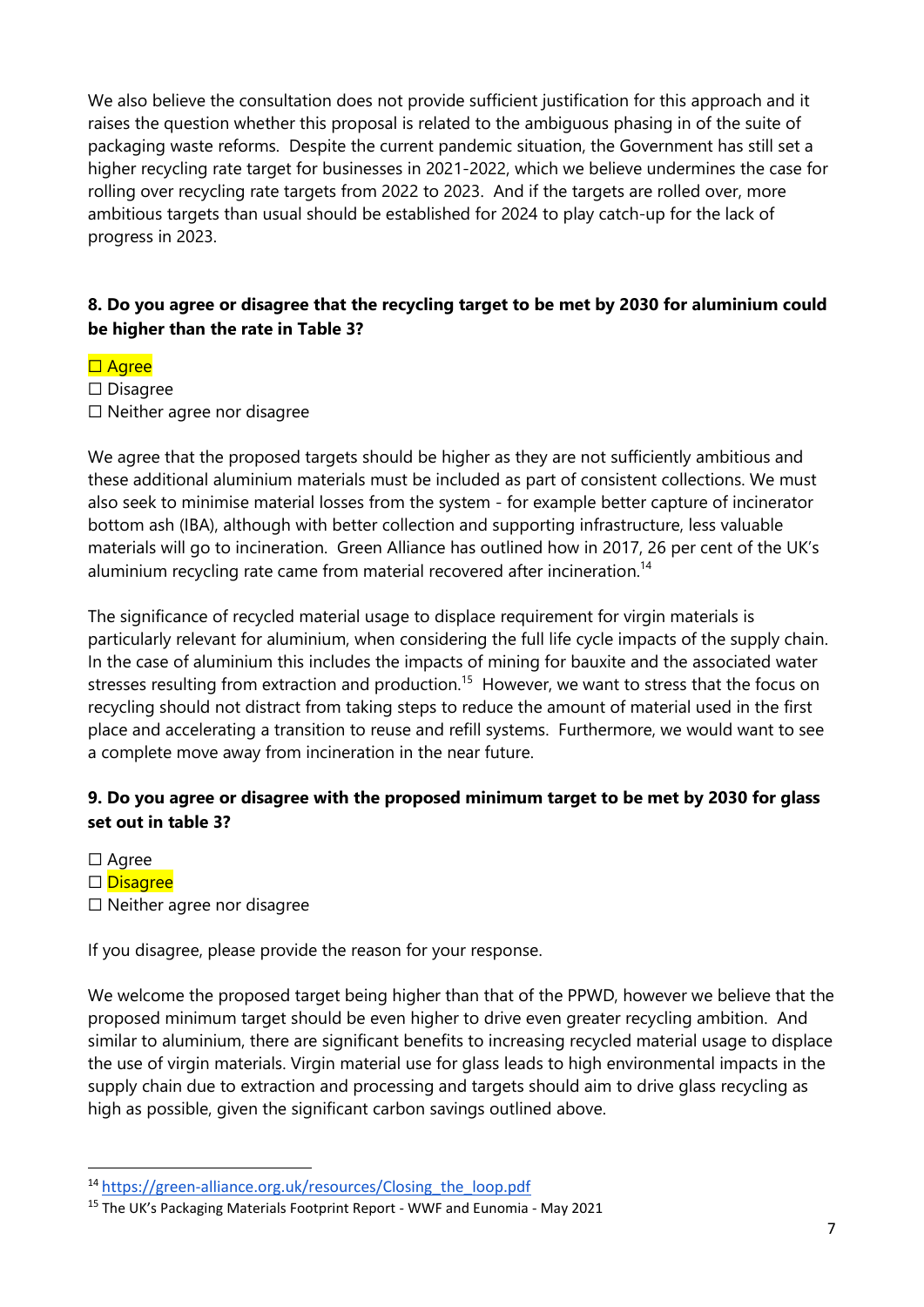We also believe the consultation does not provide sufficient justification for this approach and it raises the question whether this proposal is related to the ambiguous phasing in of the suite of packaging waste reforms. Despite the current pandemic situation, the Government has still set a higher recycling rate target for businesses in 2021-2022, which we believe undermines the case for rolling over recycling rate targets from 2022 to 2023. And if the targets are rolled over, more ambitious targets than usual should be established for 2024 to play catch-up for the lack of progress in 2023.

**8. Do you agree or disagree that the recycling target to be met by 2030 for aluminium could be higher than the rate in Table 3?**

☐ Agree
☐ Disagree
☐ Neither agree nor disagree

We agree that the proposed targets should be higher as they are not sufficiently ambitious and these additional aluminium materials must be included as part of consistent collections. We must also seek to minimise material losses from the system - for example better capture of incinerator bottom ash (IBA), although with better collection and supporting infrastructure, less valuable materials will go to incineration. Green Alliance has outlined how in 2017, 26 per cent of the UK's aluminium recycling rate came from material recovered after incineration.[14]

The significance of recycled material usage to displace requirement for virgin materials is particularly relevant for aluminium, when considering the full life cycle impacts of the supply chain. In the case of aluminium this includes the impacts of mining for bauxite and the associated water stresses resulting from extraction and production.[15] However, we want to stress that the focus on recycling should not distract from taking steps to reduce the amount of material used in the first place and accelerating a transition to reuse and refill systems. Furthermore, we would want to see a complete move away from incineration in the near future.

**9. Do you agree or disagree with the proposed minimum target to be met by 2030 for glass set out in table 3?**

☐ Agree
☐ Disagree
☐ Neither agree nor disagree

If you disagree, please provide the reason for your response.

We welcome the proposed target being higher than that of the PPWD, however we believe that the proposed minimum target should be even higher to drive even greater recycling ambition. And similar to aluminium, there are significant benefits to increasing recycled material usage to displace the use of virgin materials. Virgin material use for glass leads to high environmental impacts in the supply chain due to extraction and processing and targets should aim to drive glass recycling as high as possible, given the significant carbon savings outlined above.

[14] https://green-alliance.org.uk/resources/Closing_the_loop.pdf

[15] The UK's Packaging Materials Footprint Report - WWF and Eunomia - May 2021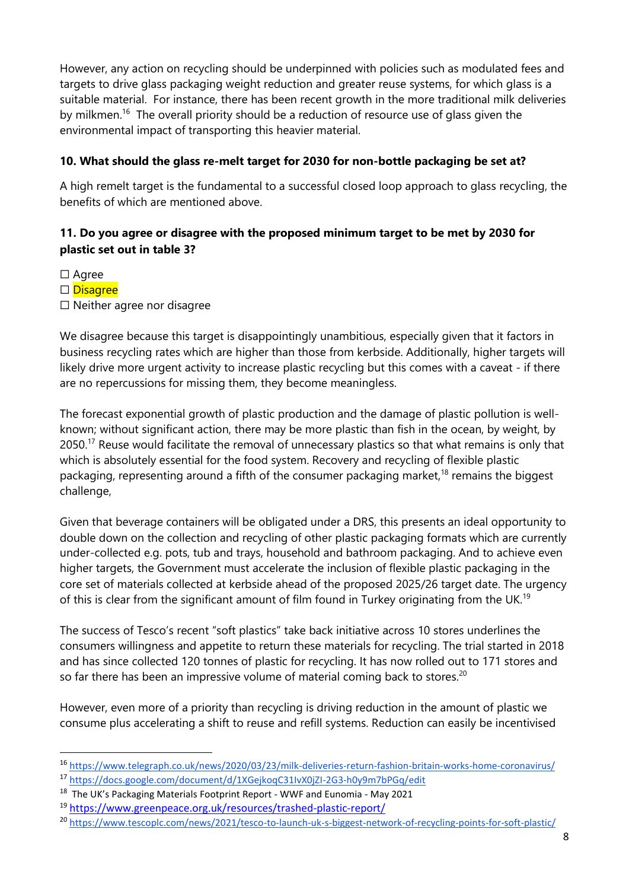However, any action on recycling should be underpinned with policies such as modulated fees and targets to drive glass packaging weight reduction and greater reuse systems, for which glass is a suitable material. For instance, there has been recent growth in the more traditional milk deliveries by milkmen.[16] The overall priority should be a reduction of resource use of glass given the environmental impact of transporting this heavier material.

**10. What should the glass re-melt target for 2030 for non-bottle packaging be set at?**

A high remelt target is the fundamental to a successful closed loop approach to glass recycling, the benefits of which are mentioned above.

**11. Do you agree or disagree with the proposed minimum target to be met by 2030 for plastic set out in table 3?**

☐ Agree
☐ Disagree
☐ Neither agree nor disagree

We disagree because this target is disappointingly unambitious, especially given that it factors in business recycling rates which are higher than those from kerbside. Additionally, higher targets will likely drive more urgent activity to increase plastic recycling but this comes with a caveat - if there are no repercussions for missing them, they become meaningless.

The forecast exponential growth of plastic production and the damage of plastic pollution is well-known; without significant action, there may be more plastic than fish in the ocean, by weight, by 2050.[17] Reuse would facilitate the removal of unnecessary plastics so that what remains is only that which is absolutely essential for the food system. Recovery and recycling of flexible plastic packaging, representing around a fifth of the consumer packaging market,[18] remains the biggest challenge,

Given that beverage containers will be obligated under a DRS, this presents an ideal opportunity to double down on the collection and recycling of other plastic packaging formats which are currently under-collected e.g. pots, tub and trays, household and bathroom packaging. And to achieve even higher targets, the Government must accelerate the inclusion of flexible plastic packaging in the core set of materials collected at kerbside ahead of the proposed 2025/26 target date. The urgency of this is clear from the significant amount of film found in Turkey originating from the UK.[19]

The success of Tesco's recent "soft plastics" take back initiative across 10 stores underlines the consumers willingness and appetite to return these materials for recycling. The trial started in 2018 and has since collected 120 tonnes of plastic for recycling. It has now rolled out to 171 stores and so far there has been an impressive volume of material coming back to stores.[20]

However, even more of a priority than recycling is driving reduction in the amount of plastic we consume plus accelerating a shift to reuse and refill systems. Reduction can easily be incentivised

---

[16] https://www.telegraph.co.uk/news/2020/03/23/milk-deliveries-return-fashion-britain-works-home-coronavirus/

[17] https://docs.google.com/document/d/1XGejkoqC31IvX0jZI-2G3-h0y9m7bPGq/edit

[18] The UK's Packaging Materials Footprint Report - WWF and Eunomia - May 2021

[19] https://www.greenpeace.org.uk/resources/trashed-plastic-report/

[20] https://www.tescoplc.com/news/2021/tesco-to-launch-uk-s-biggest-network-of-recycling-points-for-soft-plastic/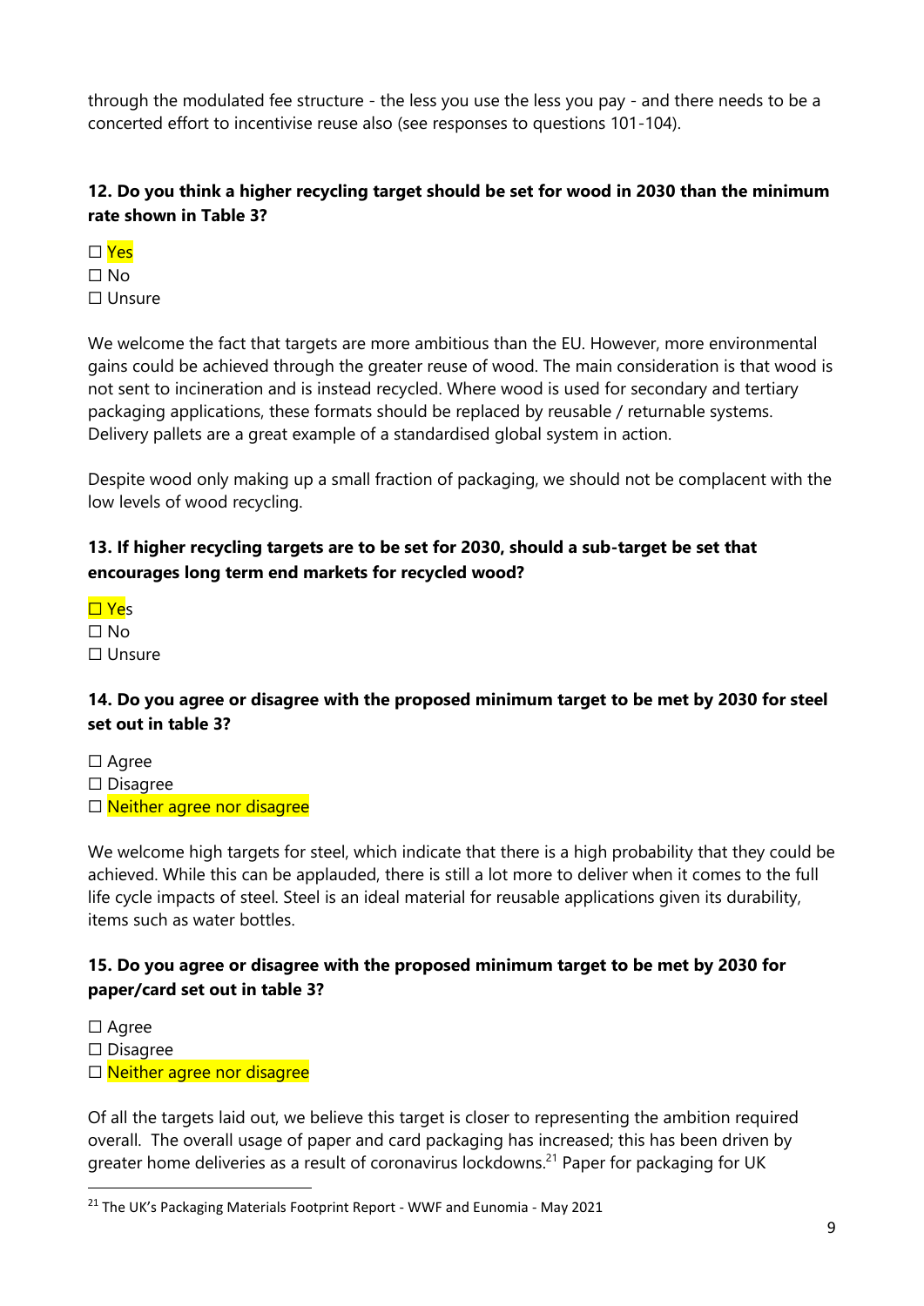through the modulated fee structure - the less you use the less you pay - and there needs to be a concerted effort to incentivise reuse also (see responses to questions 101-104).

**12. Do you think a higher recycling target should be set for wood in 2030 than the minimum rate shown in Table 3?**

☐ Yes
☐ No
☐ Unsure

We welcome the fact that targets are more ambitious than the EU. However, more environmental gains could be achieved through the greater reuse of wood. The main consideration is that wood is not sent to incineration and is instead recycled. Where wood is used for secondary and tertiary packaging applications, these formats should be replaced by reusable / returnable systems. Delivery pallets are a great example of a standardised global system in action.

Despite wood only making up a small fraction of packaging, we should not be complacent with the low levels of wood recycling.

**13. If higher recycling targets are to be set for 2030, should a sub-target be set that encourages long term end markets for recycled wood?**

☐ Yes
☐ No
☐ Unsure

**14. Do you agree or disagree with the proposed minimum target to be met by 2030 for steel set out in table 3?**

☐ Agree
☐ Disagree
☐ Neither agree nor disagree

We welcome high targets for steel, which indicate that there is a high probability that they could be achieved. While this can be applauded, there is still a lot more to deliver when it comes to the full life cycle impacts of steel. Steel is an ideal material for reusable applications given its durability, items such as water bottles.

**15. Do you agree or disagree with the proposed minimum target to be met by 2030 for paper/card set out in table 3?**

☐ Agree
☐ Disagree
☐ Neither agree nor disagree

Of all the targets laid out, we believe this target is closer to representing the ambition required overall. The overall usage of paper and card packaging has increased; this has been driven by greater home deliveries as a result of coronavirus lockdowns.[21] Paper for packaging for UK

[21] The UK's Packaging Materials Footprint Report - WWF and Eunomia - May 2021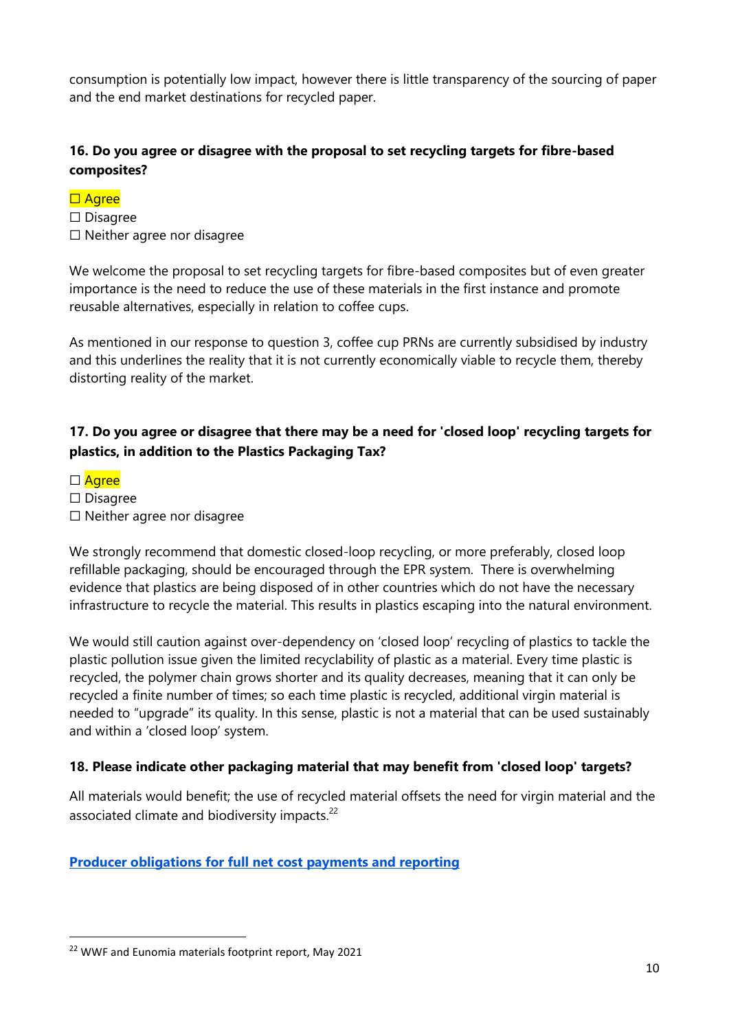consumption is potentially low impact, however there is little transparency of the sourcing of paper and the end market destinations for recycled paper.

**16. Do you agree or disagree with the proposal to set recycling targets for fibre-based composites?**

☐ Agree
☐ Disagree
☐ Neither agree nor disagree

We welcome the proposal to set recycling targets for fibre-based composites but of even greater importance is the need to reduce the use of these materials in the first instance and promote reusable alternatives, especially in relation to coffee cups.

As mentioned in our response to question 3, coffee cup PRNs are currently subsidised by industry and this underlines the reality that it is not currently economically viable to recycle them, thereby distorting reality of the market.

**17. Do you agree or disagree that there may be a need for 'closed loop' recycling targets for plastics, in addition to the Plastics Packaging Tax?**

☐ Agree
☐ Disagree
☐ Neither agree nor disagree

We strongly recommend that domestic closed-loop recycling, or more preferably, closed loop refillable packaging, should be encouraged through the EPR system. There is overwhelming evidence that plastics are being disposed of in other countries which do not have the necessary infrastructure to recycle the material. This results in plastics escaping into the natural environment.

We would still caution against over-dependency on 'closed loop' recycling of plastics to tackle the plastic pollution issue given the limited recyclability of plastic as a material. Every time plastic is recycled, the polymer chain grows shorter and its quality decreases, meaning that it can only be recycled a finite number of times; so each time plastic is recycled, additional virgin material is needed to "upgrade" its quality. In this sense, plastic is not a material that can be used sustainably and within a 'closed loop' system.

**18. Please indicate other packaging material that may benefit from 'closed loop' targets?**

All materials would benefit; the use of recycled material offsets the need for virgin material and the associated climate and biodiversity impacts.[22]

**Producer obligations for full net cost payments and reporting**

[22] WWF and Eunomia materials footprint report, May 2021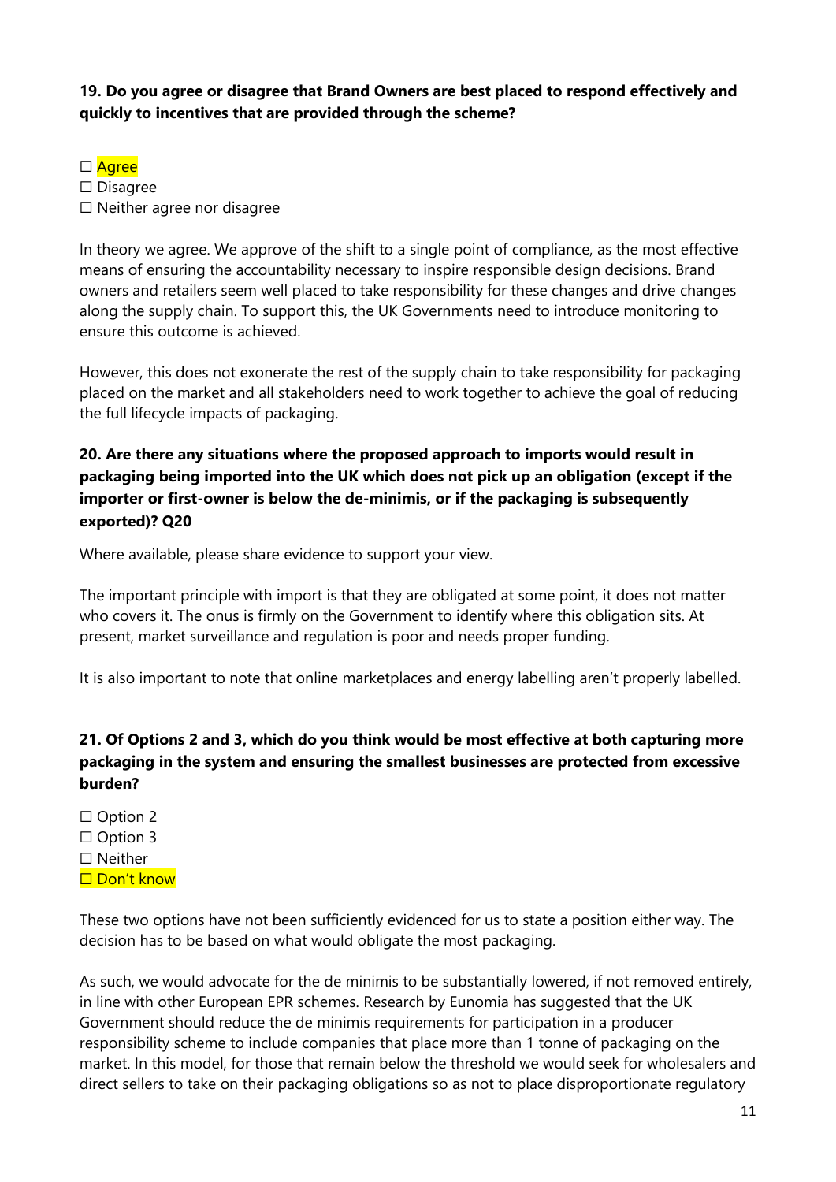**19. Do you agree or disagree that Brand Owners are best placed to respond effectively and quickly to incentives that are provided through the scheme?**

☐ Agree
☐ Disagree
☐ Neither agree nor disagree

In theory we agree. We approve of the shift to a single point of compliance, as the most effective means of ensuring the accountability necessary to inspire responsible design decisions. Brand owners and retailers seem well placed to take responsibility for these changes and drive changes along the supply chain. To support this, the UK Governments need to introduce monitoring to ensure this outcome is achieved.

However, this does not exonerate the rest of the supply chain to take responsibility for packaging placed on the market and all stakeholders need to work together to achieve the goal of reducing the full lifecycle impacts of packaging.

**20. Are there any situations where the proposed approach to imports would result in packaging being imported into the UK which does not pick up an obligation (except if the importer or first-owner is below the de-minimis, or if the packaging is subsequently exported)? Q20**

Where available, please share evidence to support your view.

The important principle with import is that they are obligated at some point, it does not matter who covers it. The onus is firmly on the Government to identify where this obligation sits. At present, market surveillance and regulation is poor and needs proper funding.

It is also important to note that online marketplaces and energy labelling aren't properly labelled.

**21. Of Options 2 and 3, which do you think would be most effective at both capturing more packaging in the system and ensuring the smallest businesses are protected from excessive burden?**

☐ Option 2
☐ Option 3
☐ Neither
☐ Don't know

These two options have not been sufficiently evidenced for us to state a position either way. The decision has to be based on what would obligate the most packaging.

As such, we would advocate for the de minimis to be substantially lowered, if not removed entirely, in line with other European EPR schemes. Research by Eunomia has suggested that the UK Government should reduce the de minimis requirements for participation in a producer responsibility scheme to include companies that place more than 1 tonne of packaging on the market. In this model, for those that remain below the threshold we would seek for wholesalers and direct sellers to take on their packaging obligations so as not to place disproportionate regulatory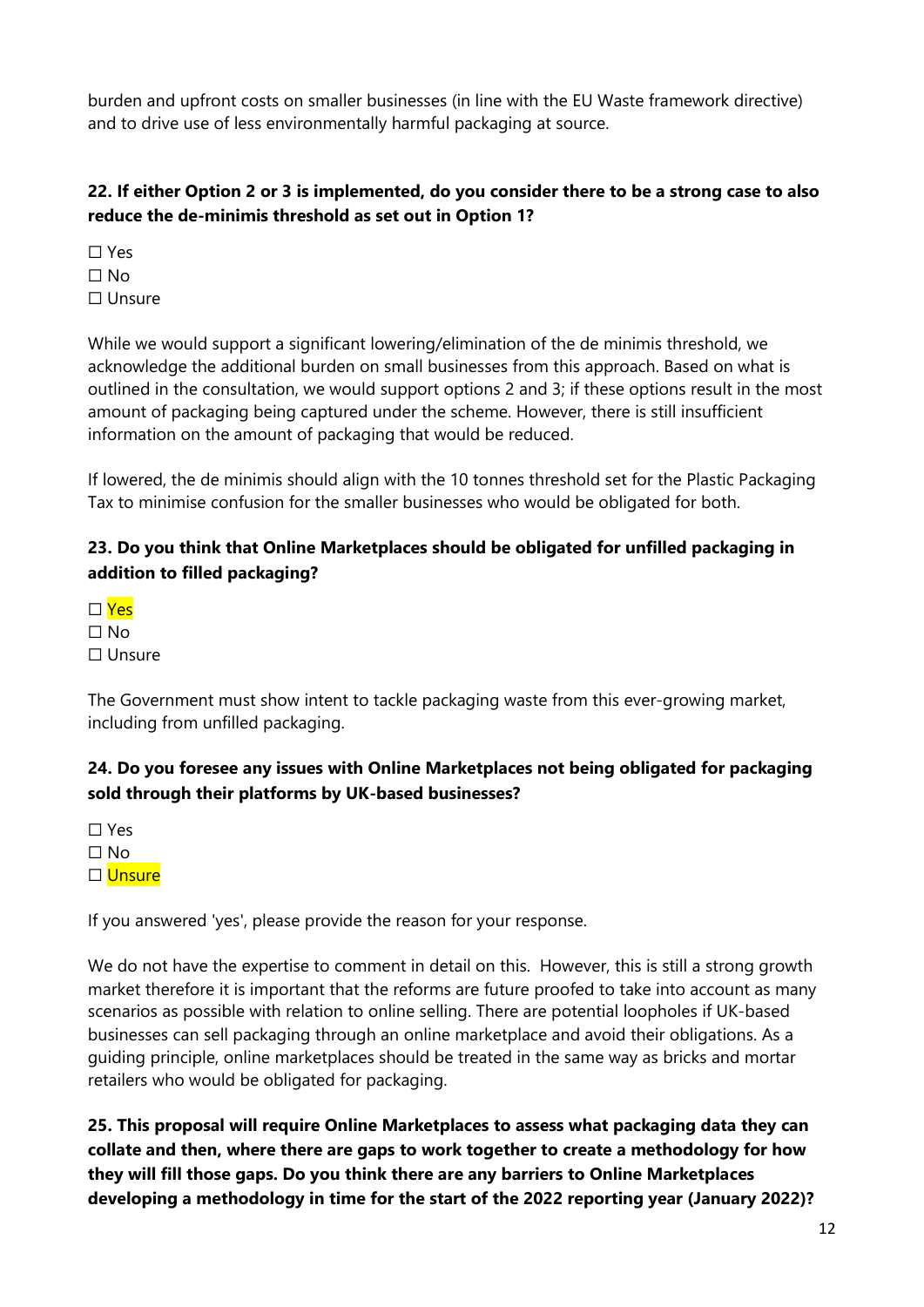burden and upfront costs on smaller businesses (in line with the EU Waste framework directive) and to drive use of less environmentally harmful packaging at source.

**22. If either Option 2 or 3 is implemented, do you consider there to be a strong case to also reduce the de-minimis threshold as set out in Option 1?**

☐ Yes
☐ No
☐ Unsure

While we would support a significant lowering/elimination of the de minimis threshold, we acknowledge the additional burden on small businesses from this approach. Based on what is outlined in the consultation, we would support options 2 and 3; if these options result in the most amount of packaging being captured under the scheme. However, there is still insufficient information on the amount of packaging that would be reduced.

If lowered, the de minimis should align with the 10 tonnes threshold set for the Plastic Packaging Tax to minimise confusion for the smaller businesses who would be obligated for both.

**23. Do you think that Online Marketplaces should be obligated for unfilled packaging in addition to filled packaging?**

☐ Yes
☐ No
☐ Unsure

The Government must show intent to tackle packaging waste from this ever-growing market, including from unfilled packaging.

**24. Do you foresee any issues with Online Marketplaces not being obligated for packaging sold through their platforms by UK-based businesses?**

☐ Yes
☐ No
☐ Unsure

If you answered 'yes', please provide the reason for your response.

We do not have the expertise to comment in detail on this. However, this is still a strong growth market therefore it is important that the reforms are future proofed to take into account as many scenarios as possible with relation to online selling. There are potential loopholes if UK-based businesses can sell packaging through an online marketplace and avoid their obligations. As a guiding principle, online marketplaces should be treated in the same way as bricks and mortar retailers who would be obligated for packaging.

**25. This proposal will require Online Marketplaces to assess what packaging data they can collate and then, where there are gaps to work together to create a methodology for how they will fill those gaps. Do you think there are any barriers to Online Marketplaces developing a methodology in time for the start of the 2022 reporting year (January 2022)?**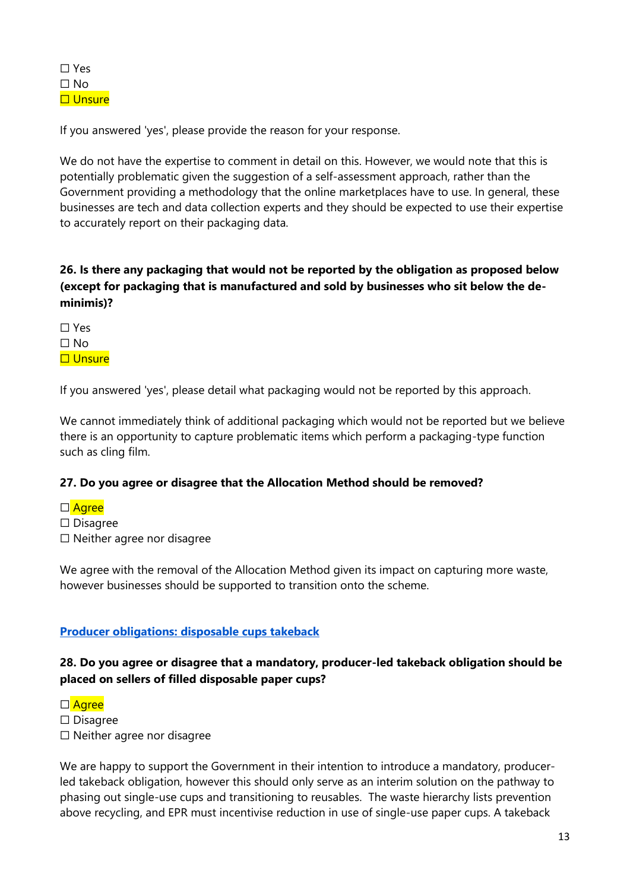☐ Yes
☐ No
☐ Unsure

If you answered 'yes', please provide the reason for your response.

We do not have the expertise to comment in detail on this. However, we would note that this is potentially problematic given the suggestion of a self-assessment approach, rather than the Government providing a methodology that the online marketplaces have to use. In general, these businesses are tech and data collection experts and they should be expected to use their expertise to accurately report on their packaging data.

**26. Is there any packaging that would not be reported by the obligation as proposed below (except for packaging that is manufactured and sold by businesses who sit below the de-minimis)?**

☐ Yes
☐ No
☐ Unsure

If you answered 'yes', please detail what packaging would not be reported by this approach.

We cannot immediately think of additional packaging which would not be reported but we believe there is an opportunity to capture problematic items which perform a packaging-type function such as cling film.

**27. Do you agree or disagree that the Allocation Method should be removed?**

☐ Agree
☐ Disagree
☐ Neither agree nor disagree

We agree with the removal of the Allocation Method given its impact on capturing more waste, however businesses should be supported to transition onto the scheme.

**Producer obligations: disposable cups takeback**

**28. Do you agree or disagree that a mandatory, producer-led takeback obligation should be placed on sellers of filled disposable paper cups?**

☐ Agree
☐ Disagree
☐ Neither agree nor disagree

We are happy to support the Government in their intention to introduce a mandatory, producer-led takeback obligation, however this should only serve as an interim solution on the pathway to phasing out single-use cups and transitioning to reusables. The waste hierarchy lists prevention above recycling, and EPR must incentivise reduction in use of single-use paper cups. A takeback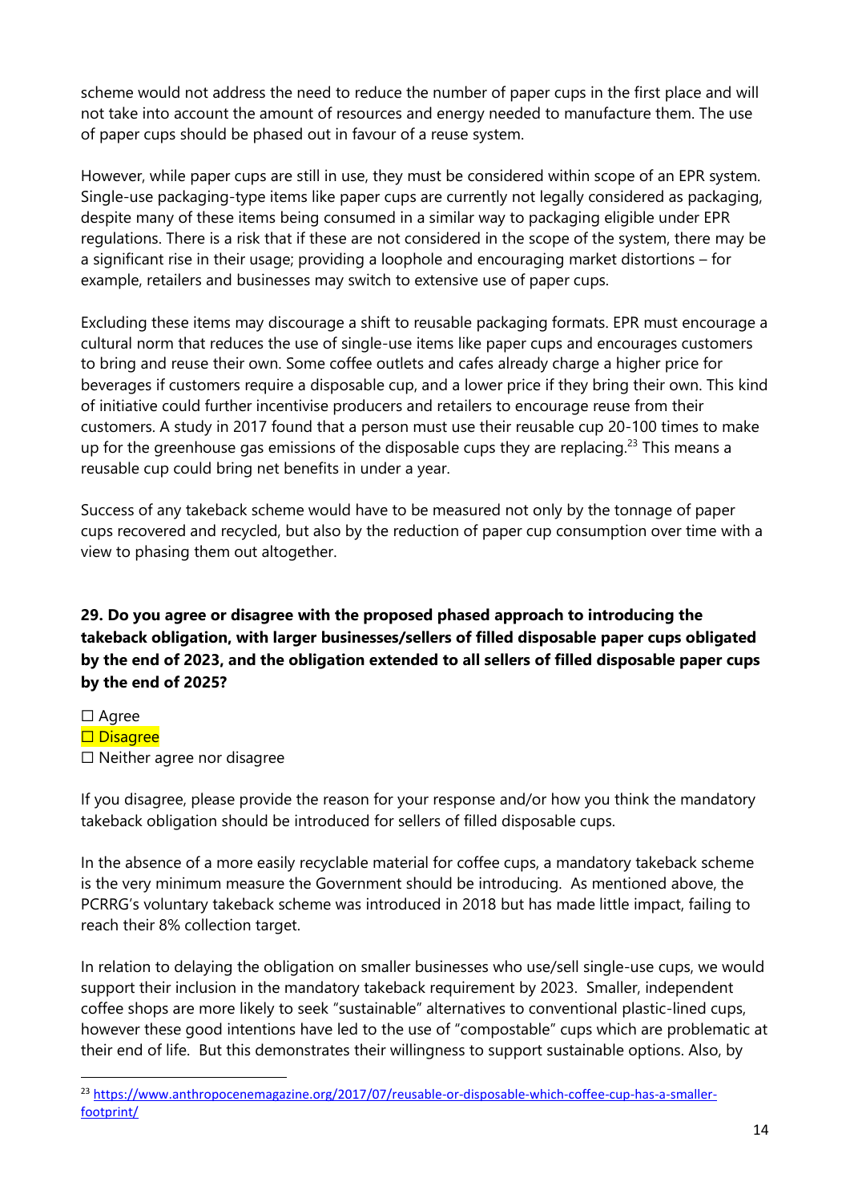scheme would not address the need to reduce the number of paper cups in the first place and will not take into account the amount of resources and energy needed to manufacture them. The use of paper cups should be phased out in favour of a reuse system.

However, while paper cups are still in use, they must be considered within scope of an EPR system. Single-use packaging-type items like paper cups are currently not legally considered as packaging, despite many of these items being consumed in a similar way to packaging eligible under EPR regulations. There is a risk that if these are not considered in the scope of the system, there may be a significant rise in their usage; providing a loophole and encouraging market distortions – for example, retailers and businesses may switch to extensive use of paper cups.

Excluding these items may discourage a shift to reusable packaging formats. EPR must encourage a cultural norm that reduces the use of single-use items like paper cups and encourages customers to bring and reuse their own. Some coffee outlets and cafes already charge a higher price for beverages if customers require a disposable cup, and a lower price if they bring their own. This kind of initiative could further incentivise producers and retailers to encourage reuse from their customers. A study in 2017 found that a person must use their reusable cup 20-100 times to make up for the greenhouse gas emissions of the disposable cups they are replacing.[23] This means a reusable cup could bring net benefits in under a year.

Success of any takeback scheme would have to be measured not only by the tonnage of paper cups recovered and recycled, but also by the reduction of paper cup consumption over time with a view to phasing them out altogether.

**29. Do you agree or disagree with the proposed phased approach to introducing the takeback obligation, with larger businesses/sellers of filled disposable paper cups obligated by the end of 2023, and the obligation extended to all sellers of filled disposable paper cups by the end of 2025?**

☐ Agree
☐ Disagree
☐ Neither agree nor disagree

If you disagree, please provide the reason for your response and/or how you think the mandatory takeback obligation should be introduced for sellers of filled disposable cups.

In the absence of a more easily recyclable material for coffee cups, a mandatory takeback scheme is the very minimum measure the Government should be introducing. As mentioned above, the PCRRG's voluntary takeback scheme was introduced in 2018 but has made little impact, failing to reach their 8% collection target.

In relation to delaying the obligation on smaller businesses who use/sell single-use cups, we would support their inclusion in the mandatory takeback requirement by 2023. Smaller, independent coffee shops are more likely to seek "sustainable" alternatives to conventional plastic-lined cups, however these good intentions have led to the use of "compostable" cups which are problematic at their end of life. But this demonstrates their willingness to support sustainable options. Also, by

[23] https://www.anthropocenemagazine.org/2017/07/reusable-or-disposable-which-coffee-cup-has-a-smaller-footprint/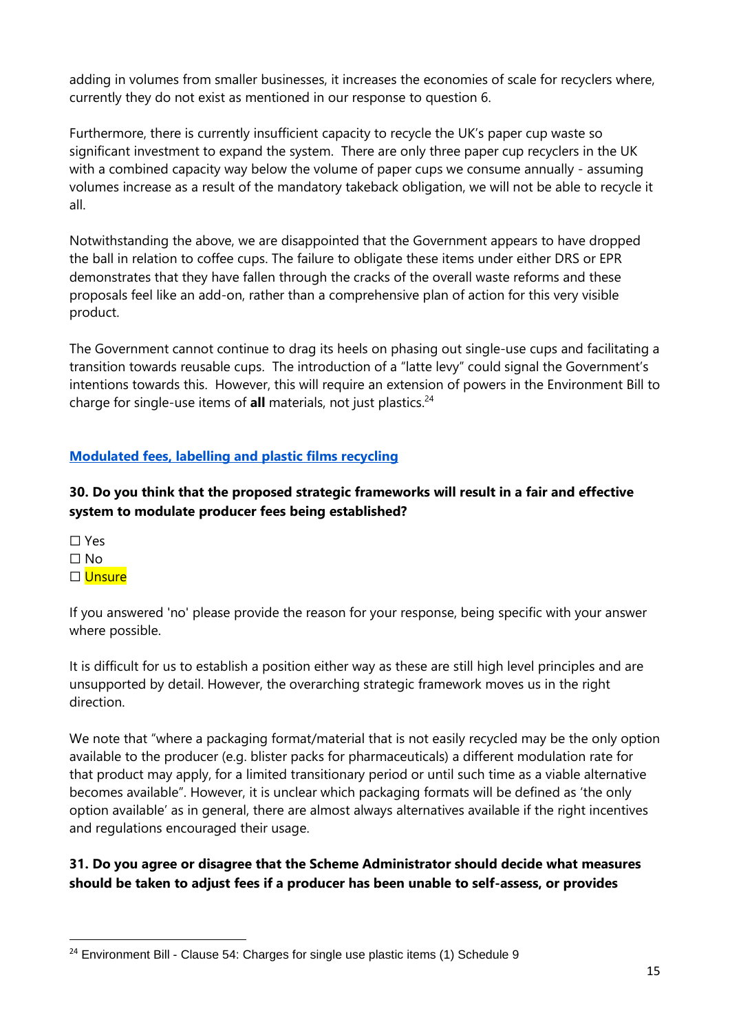adding in volumes from smaller businesses, it increases the economies of scale for recyclers where, currently they do not exist as mentioned in our response to question 6.

Furthermore, there is currently insufficient capacity to recycle the UK's paper cup waste so significant investment to expand the system. There are only three paper cup recyclers in the UK with a combined capacity way below the volume of paper cups we consume annually - assuming volumes increase as a result of the mandatory takeback obligation, we will not be able to recycle it all.

Notwithstanding the above, we are disappointed that the Government appears to have dropped the ball in relation to coffee cups. The failure to obligate these items under either DRS or EPR demonstrates that they have fallen through the cracks of the overall waste reforms and these proposals feel like an add-on, rather than a comprehensive plan of action for this very visible product.

The Government cannot continue to drag its heels on phasing out single-use cups and facilitating a transition towards reusable cups. The introduction of a "latte levy" could signal the Government's intentions towards this. However, this will require an extension of powers in the Environment Bill to charge for single-use items of **all** materials, not just plastics.[24]

## Modulated fees, labelling and plastic films recycling

**30. Do you think that the proposed strategic frameworks will result in a fair and effective system to modulate producer fees being established?**

☐ Yes
☐ No
☐ Unsure

If you answered 'no' please provide the reason for your response, being specific with your answer where possible.

It is difficult for us to establish a position either way as these are still high level principles and are unsupported by detail. However, the overarching strategic framework moves us in the right direction.

We note that "where a packaging format/material that is not easily recycled may be the only option available to the producer (e.g. blister packs for pharmaceuticals) a different modulation rate for that product may apply, for a limited transitionary period or until such time as a viable alternative becomes available". However, it is unclear which packaging formats will be defined as 'the only option available' as in general, there are almost always alternatives available if the right incentives and regulations encouraged their usage.

**31. Do you agree or disagree that the Scheme Administrator should decide what measures should be taken to adjust fees if a producer has been unable to self-assess, or provides**

[24] Environment Bill - Clause 54: Charges for single use plastic items (1) Schedule 9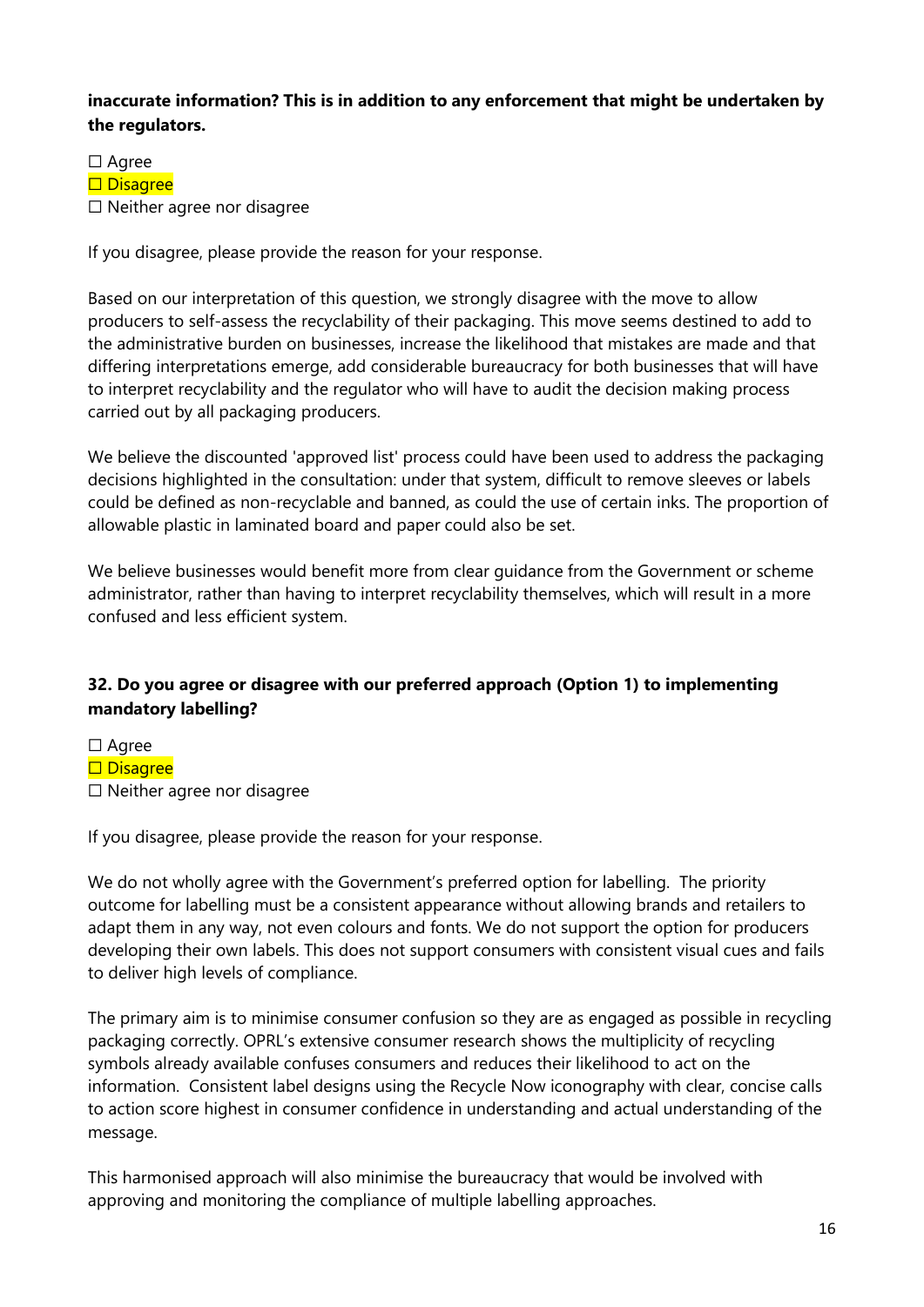**inaccurate information? This is in addition to any enforcement that might be undertaken by the regulators.**

☐ Agree
☐ Disagree
☐ Neither agree nor disagree

If you disagree, please provide the reason for your response.

Based on our interpretation of this question, we strongly disagree with the move to allow producers to self-assess the recyclability of their packaging. This move seems destined to add to the administrative burden on businesses, increase the likelihood that mistakes are made and that differing interpretations emerge, add considerable bureaucracy for both businesses that will have to interpret recyclability and the regulator who will have to audit the decision making process carried out by all packaging producers.

We believe the discounted 'approved list' process could have been used to address the packaging decisions highlighted in the consultation: under that system, difficult to remove sleeves or labels could be defined as non-recyclable and banned, as could the use of certain inks. The proportion of allowable plastic in laminated board and paper could also be set.

We believe businesses would benefit more from clear guidance from the Government or scheme administrator, rather than having to interpret recyclability themselves, which will result in a more confused and less efficient system.

**32. Do you agree or disagree with our preferred approach (Option 1) to implementing mandatory labelling?**

☐ Agree
☐ Disagree
☐ Neither agree nor disagree

If you disagree, please provide the reason for your response.

We do not wholly agree with the Government's preferred option for labelling. The priority outcome for labelling must be a consistent appearance without allowing brands and retailers to adapt them in any way, not even colours and fonts. We do not support the option for producers developing their own labels. This does not support consumers with consistent visual cues and fails to deliver high levels of compliance.

The primary aim is to minimise consumer confusion so they are as engaged as possible in recycling packaging correctly. OPRL's extensive consumer research shows the multiplicity of recycling symbols already available confuses consumers and reduces their likelihood to act on the information. Consistent label designs using the Recycle Now iconography with clear, concise calls to action score highest in consumer confidence in understanding and actual understanding of the message.

This harmonised approach will also minimise the bureaucracy that would be involved with approving and monitoring the compliance of multiple labelling approaches.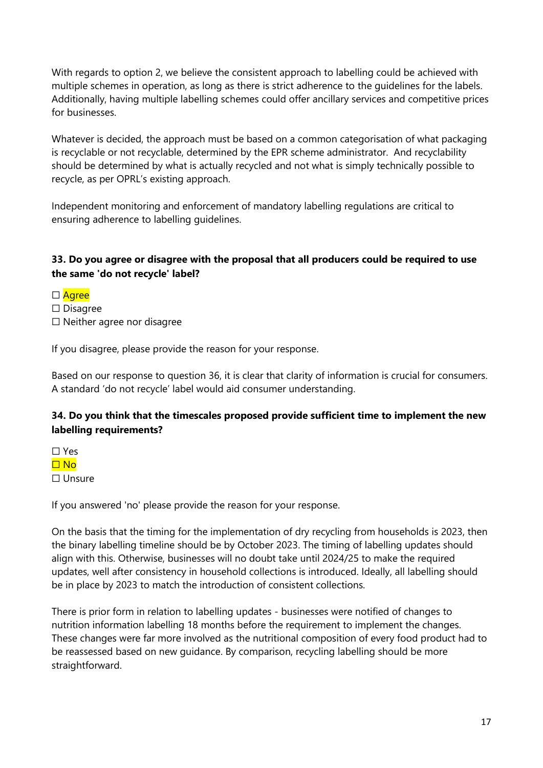With regards to option 2, we believe the consistent approach to labelling could be achieved with multiple schemes in operation, as long as there is strict adherence to the guidelines for the labels. Additionally, having multiple labelling schemes could offer ancillary services and competitive prices for businesses.

Whatever is decided, the approach must be based on a common categorisation of what packaging is recyclable or not recyclable, determined by the EPR scheme administrator. And recyclability should be determined by what is actually recycled and not what is simply technically possible to recycle, as per OPRL's existing approach.

Independent monitoring and enforcement of mandatory labelling regulations are critical to ensuring adherence to labelling guidelines.

**33. Do you agree or disagree with the proposal that all producers could be required to use the same 'do not recycle' label?**

☐ Agree
☐ Disagree
☐ Neither agree nor disagree

If you disagree, please provide the reason for your response.

Based on our response to question 36, it is clear that clarity of information is crucial for consumers. A standard 'do not recycle' label would aid consumer understanding.

**34. Do you think that the timescales proposed provide sufficient time to implement the new labelling requirements?**

☐ Yes
☐ No
☐ Unsure

If you answered 'no' please provide the reason for your response.

On the basis that the timing for the implementation of dry recycling from households is 2023, then the binary labelling timeline should be by October 2023. The timing of labelling updates should align with this. Otherwise, businesses will no doubt take until 2024/25 to make the required updates, well after consistency in household collections is introduced. Ideally, all labelling should be in place by 2023 to match the introduction of consistent collections.

There is prior form in relation to labelling updates - businesses were notified of changes to nutrition information labelling 18 months before the requirement to implement the changes. These changes were far more involved as the nutritional composition of every food product had to be reassessed based on new guidance. By comparison, recycling labelling should be more straightforward.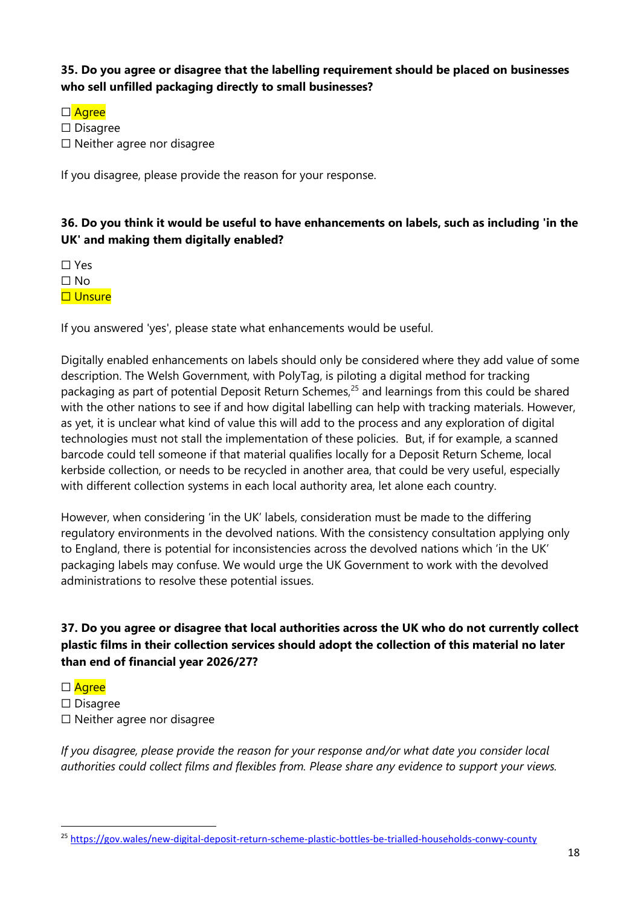**35. Do you agree or disagree that the labelling requirement should be placed on businesses who sell unfilled packaging directly to small businesses?**

☐ Agree
☐ Disagree
☐ Neither agree nor disagree

If you disagree, please provide the reason for your response.

**36. Do you think it would be useful to have enhancements on labels, such as including 'in the UK' and making them digitally enabled?**

☐ Yes
☐ No
☐ Unsure

If you answered 'yes', please state what enhancements would be useful.

Digitally enabled enhancements on labels should only be considered where they add value of some description. The Welsh Government, with PolyTag, is piloting a digital method for tracking packaging as part of potential Deposit Return Schemes,[25] and learnings from this could be shared with the other nations to see if and how digital labelling can help with tracking materials. However, as yet, it is unclear what kind of value this will add to the process and any exploration of digital technologies must not stall the implementation of these policies. But, if for example, a scanned barcode could tell someone if that material qualifies locally for a Deposit Return Scheme, local kerbside collection, or needs to be recycled in another area, that could be very useful, especially with different collection systems in each local authority area, let alone each country.

However, when considering 'in the UK' labels, consideration must be made to the differing regulatory environments in the devolved nations. With the consistency consultation applying only to England, there is potential for inconsistencies across the devolved nations which 'in the UK' packaging labels may confuse. We would urge the UK Government to work with the devolved administrations to resolve these potential issues.

**37. Do you agree or disagree that local authorities across the UK who do not currently collect plastic films in their collection services should adopt the collection of this material no later than end of financial year 2026/27?**

☐ Agree
☐ Disagree
☐ Neither agree nor disagree

*If you disagree, please provide the reason for your response and/or what date you consider local authorities could collect films and flexibles from. Please share any evidence to support your views.*

[25] https://gov.wales/new-digital-deposit-return-scheme-plastic-bottles-be-trialled-households-conwy-county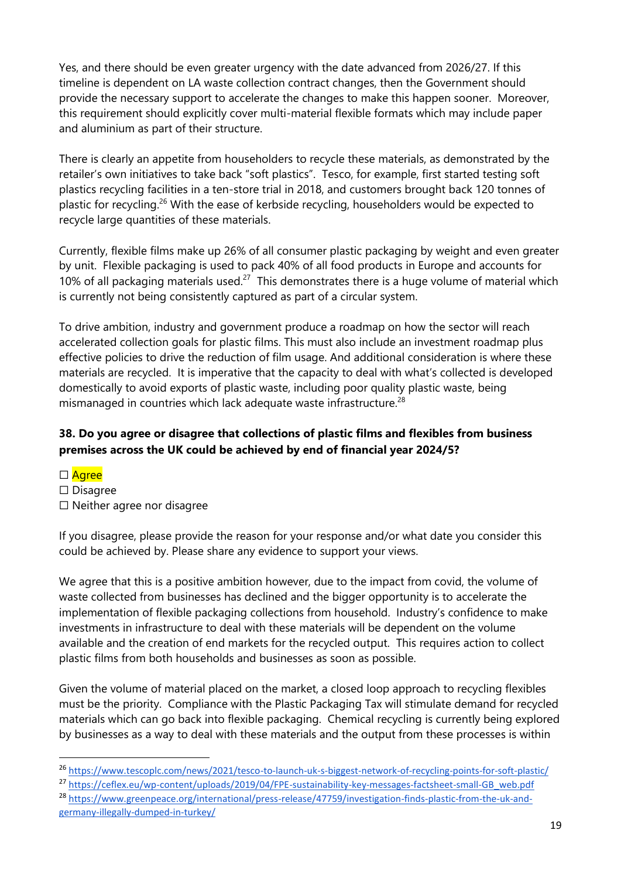Yes, and there should be even greater urgency with the date advanced from 2026/27. If this timeline is dependent on LA waste collection contract changes, then the Government should provide the necessary support to accelerate the changes to make this happen sooner. Moreover, this requirement should explicitly cover multi-material flexible formats which may include paper and aluminium as part of their structure.

There is clearly an appetite from householders to recycle these materials, as demonstrated by the retailer's own initiatives to take back "soft plastics". Tesco, for example, first started testing soft plastics recycling facilities in a ten-store trial in 2018, and customers brought back 120 tonnes of plastic for recycling.[26] With the ease of kerbside recycling, householders would be expected to recycle large quantities of these materials.

Currently, flexible films make up 26% of all consumer plastic packaging by weight and even greater by unit. Flexible packaging is used to pack 40% of all food products in Europe and accounts for 10% of all packaging materials used.[27] This demonstrates there is a huge volume of material which is currently not being consistently captured as part of a circular system.

To drive ambition, industry and government produce a roadmap on how the sector will reach accelerated collection goals for plastic films. This must also include an investment roadmap plus effective policies to drive the reduction of film usage. And additional consideration is where these materials are recycled. It is imperative that the capacity to deal with what's collected is developed domestically to avoid exports of plastic waste, including poor quality plastic waste, being mismanaged in countries which lack adequate waste infrastructure.[28]

**38. Do you agree or disagree that collections of plastic films and flexibles from business premises across the UK could be achieved by end of financial year 2024/5?**

☐ Agree
☐ Disagree
☐ Neither agree nor disagree

If you disagree, please provide the reason for your response and/or what date you consider this could be achieved by. Please share any evidence to support your views.

We agree that this is a positive ambition however, due to the impact from covid, the volume of waste collected from businesses has declined and the bigger opportunity is to accelerate the implementation of flexible packaging collections from household. Industry's confidence to make investments in infrastructure to deal with these materials will be dependent on the volume available and the creation of end markets for the recycled output. This requires action to collect plastic films from both households and businesses as soon as possible.

Given the volume of material placed on the market, a closed loop approach to recycling flexibles must be the priority. Compliance with the Plastic Packaging Tax will stimulate demand for recycled materials which can go back into flexible packaging. Chemical recycling is currently being explored by businesses as a way to deal with these materials and the output from these processes is within

---

[26] https://www.tescoplc.com/news/2021/tesco-to-launch-uk-s-biggest-network-of-recycling-points-for-soft-plastic/

[27] https://ceflex.eu/wp-content/uploads/2019/04/FPE-sustainability-key-messages-factsheet-small-GB_web.pdf

[28] https://www.greenpeace.org/international/press-release/47759/investigation-finds-plastic-from-the-uk-and-germany-illegally-dumped-in-turkey/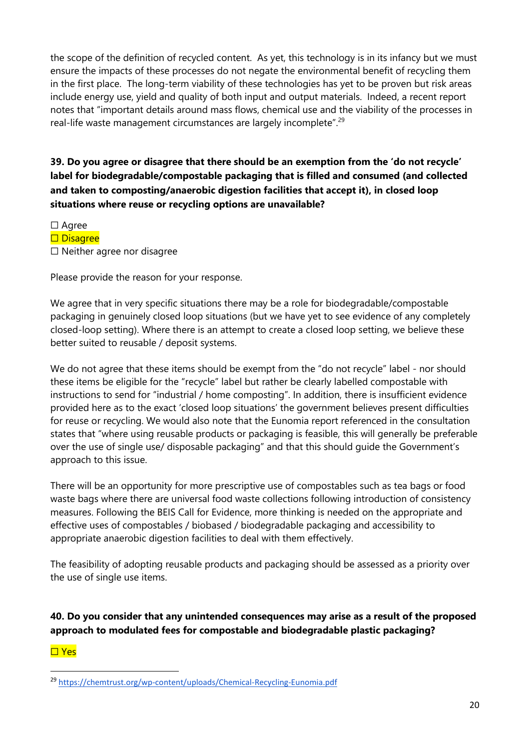the scope of the definition of recycled content. As yet, this technology is in its infancy but we must ensure the impacts of these processes do not negate the environmental benefit of recycling them in the first place. The long-term viability of these technologies has yet to be proven but risk areas include energy use, yield and quality of both input and output materials. Indeed, a recent report notes that "important details around mass flows, chemical use and the viability of the processes in real-life waste management circumstances are largely incomplete".[29]

**39. Do you agree or disagree that there should be an exemption from the 'do not recycle' label for biodegradable/compostable packaging that is filled and consumed (and collected and taken to composting/anaerobic digestion facilities that accept it), in closed loop situations where reuse or recycling options are unavailable?**

☐ Agree
☐ Disagree
☐ Neither agree nor disagree

Please provide the reason for your response.

We agree that in very specific situations there may be a role for biodegradable/compostable packaging in genuinely closed loop situations (but we have yet to see evidence of any completely closed-loop setting). Where there is an attempt to create a closed loop setting, we believe these better suited to reusable / deposit systems.

We do not agree that these items should be exempt from the "do not recycle" label - nor should these items be eligible for the "recycle" label but rather be clearly labelled compostable with instructions to send for "industrial / home composting". In addition, there is insufficient evidence provided here as to the exact 'closed loop situations' the government believes present difficulties for reuse or recycling. We would also note that the Eunomia report referenced in the consultation states that "where using reusable products or packaging is feasible, this will generally be preferable over the use of single use/ disposable packaging" and that this should guide the Government's approach to this issue.

There will be an opportunity for more prescriptive use of compostables such as tea bags or food waste bags where there are universal food waste collections following introduction of consistency measures. Following the BEIS Call for Evidence, more thinking is needed on the appropriate and effective uses of compostables / biobased / biodegradable packaging and accessibility to appropriate anaerobic digestion facilities to deal with them effectively.

The feasibility of adopting reusable products and packaging should be assessed as a priority over the use of single use items.

**40. Do you consider that any unintended consequences may arise as a result of the proposed approach to modulated fees for compostable and biodegradable plastic packaging?**

☐ Yes

[29] https://chemtrust.org/wp-content/uploads/Chemical-Recycling-Eunomia.pdf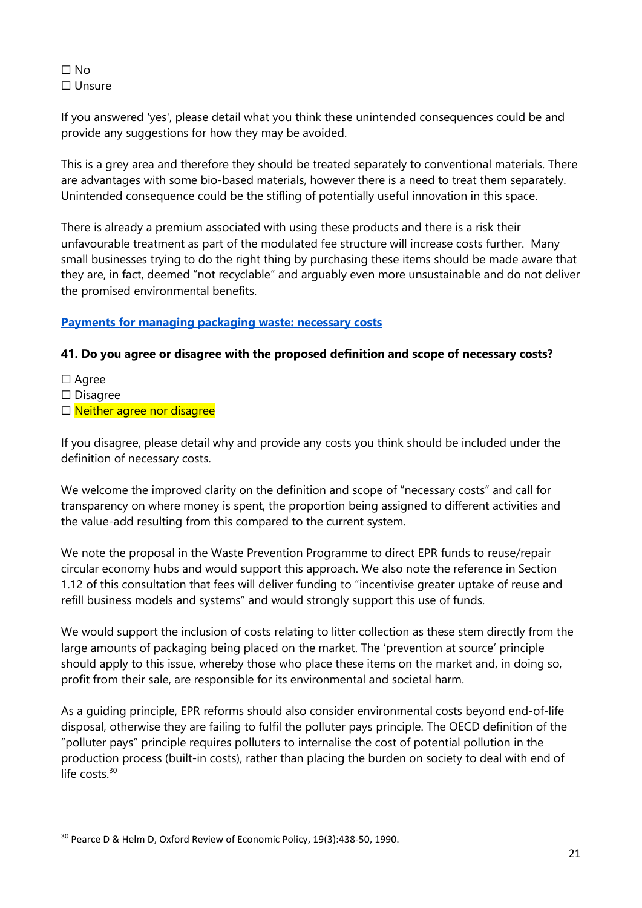☐ No
☐ Unsure

If you answered 'yes', please detail what you think these unintended consequences could be and provide any suggestions for how they may be avoided.

This is a grey area and therefore they should be treated separately to conventional materials. There are advantages with some bio-based materials, however there is a need to treat them separately. Unintended consequence could be the stifling of potentially useful innovation in this space.

There is already a premium associated with using these products and there is a risk their unfavourable treatment as part of the modulated fee structure will increase costs further. Many small businesses trying to do the right thing by purchasing these items should be made aware that they are, in fact, deemed "not recyclable" and arguably even more unsustainable and do not deliver the promised environmental benefits.

**Payments for managing packaging waste: necessary costs**

**41. Do you agree or disagree with the proposed definition and scope of necessary costs?**

☐ Agree
☐ Disagree
☐ Neither agree nor disagree

If you disagree, please detail why and provide any costs you think should be included under the definition of necessary costs.

We welcome the improved clarity on the definition and scope of "necessary costs" and call for transparency on where money is spent, the proportion being assigned to different activities and the value-add resulting from this compared to the current system.

We note the proposal in the Waste Prevention Programme to direct EPR funds to reuse/repair circular economy hubs and would support this approach. We also note the reference in Section 1.12 of this consultation that fees will deliver funding to "incentivise greater uptake of reuse and refill business models and systems" and would strongly support this use of funds.

We would support the inclusion of costs relating to litter collection as these stem directly from the large amounts of packaging being placed on the market. The 'prevention at source' principle should apply to this issue, whereby those who place these items on the market and, in doing so, profit from their sale, are responsible for its environmental and societal harm.

As a guiding principle, EPR reforms should also consider environmental costs beyond end-of-life disposal, otherwise they are failing to fulfil the polluter pays principle. The OECD definition of the "polluter pays" principle requires polluters to internalise the cost of potential pollution in the production process (built-in costs), rather than placing the burden on society to deal with end of life costs.[30]

---

[30] Pearce D & Helm D, Oxford Review of Economic Policy, 19(3):438-50, 1990.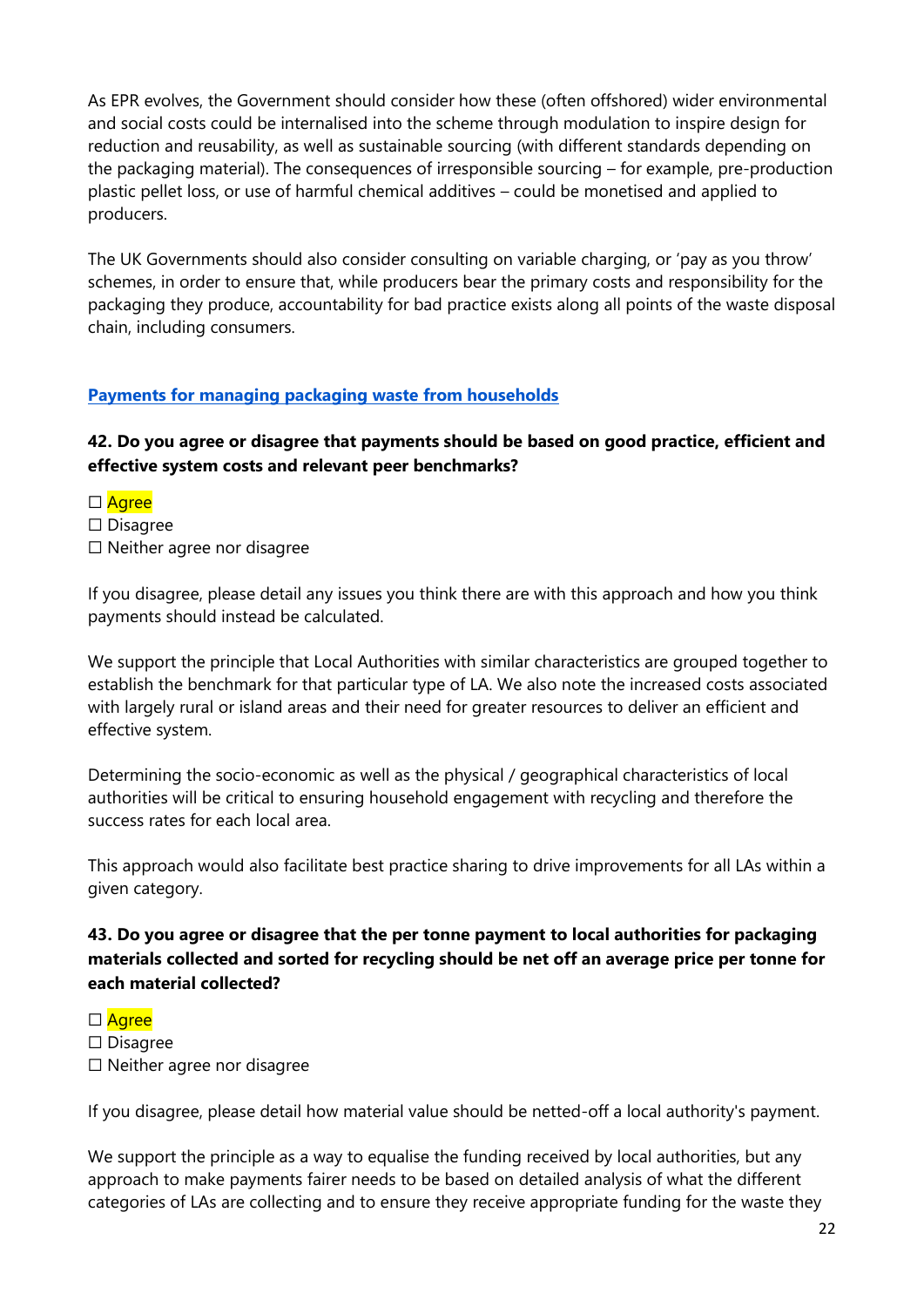As EPR evolves, the Government should consider how these (often offshored) wider environmental and social costs could be internalised into the scheme through modulation to inspire design for reduction and reusability, as well as sustainable sourcing (with different standards depending on the packaging material). The consequences of irresponsible sourcing – for example, pre-production plastic pellet loss, or use of harmful chemical additives – could be monetised and applied to producers.

The UK Governments should also consider consulting on variable charging, or 'pay as you throw' schemes, in order to ensure that, while producers bear the primary costs and responsibility for the packaging they produce, accountability for bad practice exists along all points of the waste disposal chain, including consumers.

## Payments for managing packaging waste from households

**42. Do you agree or disagree that payments should be based on good practice, efficient and effective system costs and relevant peer benchmarks?**

☐ Agree
☐ Disagree
☐ Neither agree nor disagree

If you disagree, please detail any issues you think there are with this approach and how you think payments should instead be calculated.

We support the principle that Local Authorities with similar characteristics are grouped together to establish the benchmark for that particular type of LA. We also note the increased costs associated with largely rural or island areas and their need for greater resources to deliver an efficient and effective system.

Determining the socio-economic as well as the physical / geographical characteristics of local authorities will be critical to ensuring household engagement with recycling and therefore the success rates for each local area.

This approach would also facilitate best practice sharing to drive improvements for all LAs within a given category.

**43. Do you agree or disagree that the per tonne payment to local authorities for packaging materials collected and sorted for recycling should be net off an average price per tonne for each material collected?**

☐ Agree
☐ Disagree
☐ Neither agree nor disagree

If you disagree, please detail how material value should be netted-off a local authority's payment.

We support the principle as a way to equalise the funding received by local authorities, but any approach to make payments fairer needs to be based on detailed analysis of what the different categories of LAs are collecting and to ensure they receive appropriate funding for the waste they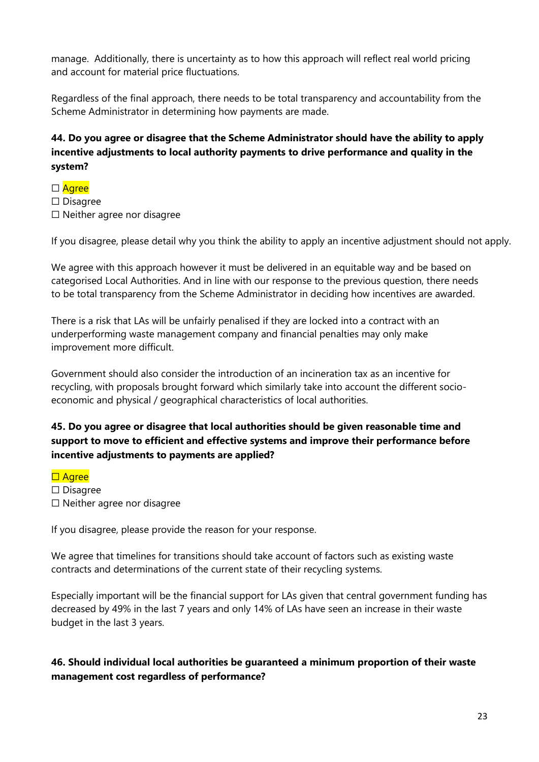manage. Additionally, there is uncertainty as to how this approach will reflect real world pricing and account for material price fluctuations.

Regardless of the final approach, there needs to be total transparency and accountability from the Scheme Administrator in determining how payments are made.

**44. Do you agree or disagree that the Scheme Administrator should have the ability to apply incentive adjustments to local authority payments to drive performance and quality in the system?**

☐ Agree
☐ Disagree
☐ Neither agree nor disagree

If you disagree, please detail why you think the ability to apply an incentive adjustment should not apply.

We agree with this approach however it must be delivered in an equitable way and be based on categorised Local Authorities. And in line with our response to the previous question, there needs to be total transparency from the Scheme Administrator in deciding how incentives are awarded.

There is a risk that LAs will be unfairly penalised if they are locked into a contract with an underperforming waste management company and financial penalties may only make improvement more difficult.

Government should also consider the introduction of an incineration tax as an incentive for recycling, with proposals brought forward which similarly take into account the different socio-economic and physical / geographical characteristics of local authorities.

**45. Do you agree or disagree that local authorities should be given reasonable time and support to move to efficient and effective systems and improve their performance before incentive adjustments to payments are applied?**

☐ Agree
☐ Disagree
☐ Neither agree nor disagree

If you disagree, please provide the reason for your response.

We agree that timelines for transitions should take account of factors such as existing waste contracts and determinations of the current state of their recycling systems.

Especially important will be the financial support for LAs given that central government funding has decreased by 49% in the last 7 years and only 14% of LAs have seen an increase in their waste budget in the last 3 years.

**46. Should individual local authorities be guaranteed a minimum proportion of their waste management cost regardless of performance?**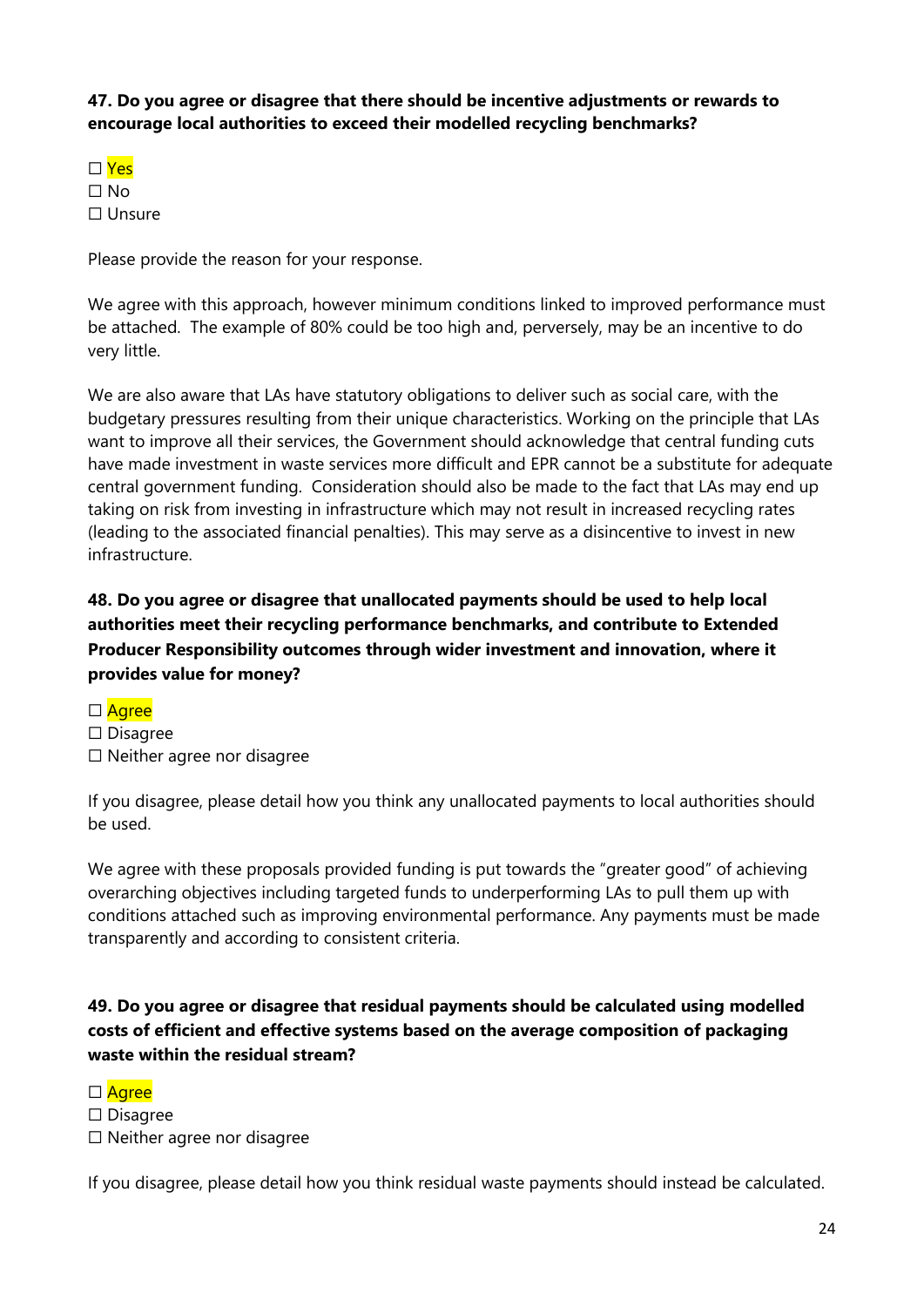**47. Do you agree or disagree that there should be incentive adjustments or rewards to encourage local authorities to exceed their modelled recycling benchmarks?**

☐ Yes
☐ No
☐ Unsure

Please provide the reason for your response.

We agree with this approach, however minimum conditions linked to improved performance must be attached. The example of 80% could be too high and, perversely, may be an incentive to do very little.

We are also aware that LAs have statutory obligations to deliver such as social care, with the budgetary pressures resulting from their unique characteristics. Working on the principle that LAs want to improve all their services, the Government should acknowledge that central funding cuts have made investment in waste services more difficult and EPR cannot be a substitute for adequate central government funding. Consideration should also be made to the fact that LAs may end up taking on risk from investing in infrastructure which may not result in increased recycling rates (leading to the associated financial penalties). This may serve as a disincentive to invest in new infrastructure.

**48. Do you agree or disagree that unallocated payments should be used to help local authorities meet their recycling performance benchmarks, and contribute to Extended Producer Responsibility outcomes through wider investment and innovation, where it provides value for money?**

☐ Agree
☐ Disagree
☐ Neither agree nor disagree

If you disagree, please detail how you think any unallocated payments to local authorities should be used.

We agree with these proposals provided funding is put towards the "greater good" of achieving overarching objectives including targeted funds to underperforming LAs to pull them up with conditions attached such as improving environmental performance. Any payments must be made transparently and according to consistent criteria.

**49. Do you agree or disagree that residual payments should be calculated using modelled costs of efficient and effective systems based on the average composition of packaging waste within the residual stream?**

☐ Agree
☐ Disagree
☐ Neither agree nor disagree

If you disagree, please detail how you think residual waste payments should instead be calculated.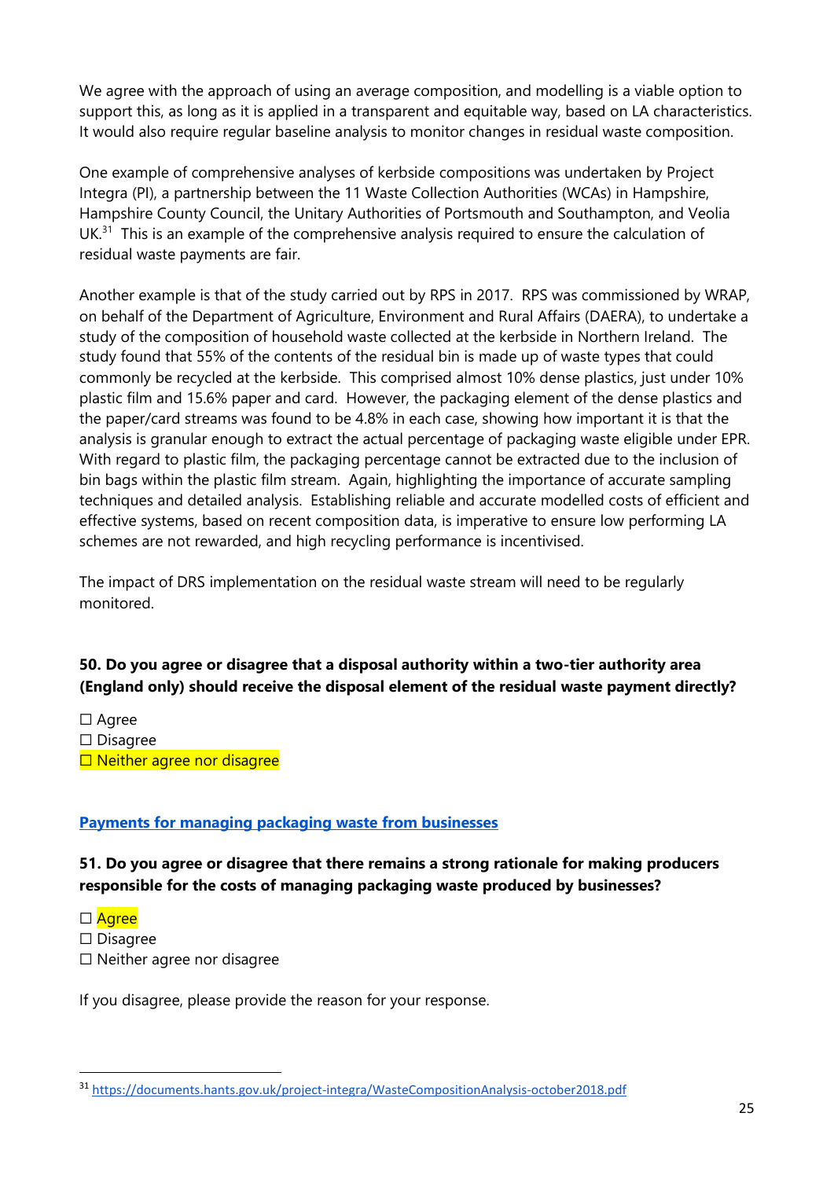We agree with the approach of using an average composition, and modelling is a viable option to support this, as long as it is applied in a transparent and equitable way, based on LA characteristics. It would also require regular baseline analysis to monitor changes in residual waste composition.

One example of comprehensive analyses of kerbside compositions was undertaken by Project Integra (PI), a partnership between the 11 Waste Collection Authorities (WCAs) in Hampshire, Hampshire County Council, the Unitary Authorities of Portsmouth and Southampton, and Veolia UK.[31] This is an example of the comprehensive analysis required to ensure the calculation of residual waste payments are fair.

Another example is that of the study carried out by RPS in 2017. RPS was commissioned by WRAP, on behalf of the Department of Agriculture, Environment and Rural Affairs (DAERA), to undertake a study of the composition of household waste collected at the kerbside in Northern Ireland. The study found that 55% of the contents of the residual bin is made up of waste types that could commonly be recycled at the kerbside. This comprised almost 10% dense plastics, just under 10% plastic film and 15.6% paper and card. However, the packaging element of the dense plastics and the paper/card streams was found to be 4.8% in each case, showing how important it is that the analysis is granular enough to extract the actual percentage of packaging waste eligible under EPR. With regard to plastic film, the packaging percentage cannot be extracted due to the inclusion of bin bags within the plastic film stream. Again, highlighting the importance of accurate sampling techniques and detailed analysis. Establishing reliable and accurate modelled costs of efficient and effective systems, based on recent composition data, is imperative to ensure low performing LA schemes are not rewarded, and high recycling performance is incentivised.

The impact of DRS implementation on the residual waste stream will need to be regularly monitored.

**50. Do you agree or disagree that a disposal authority within a two-tier authority area (England only) should receive the disposal element of the residual waste payment directly?**

☐ Agree
☐ Disagree
☐ Neither agree nor disagree

**Payments for managing packaging waste from businesses**

**51. Do you agree or disagree that there remains a strong rationale for making producers responsible for the costs of managing packaging waste produced by businesses?**

☐ Agree
☐ Disagree
☐ Neither agree nor disagree

If you disagree, please provide the reason for your response.

[31] https://documents.hants.gov.uk/project-integra/WasteCompositionAnalysis-october2018.pdf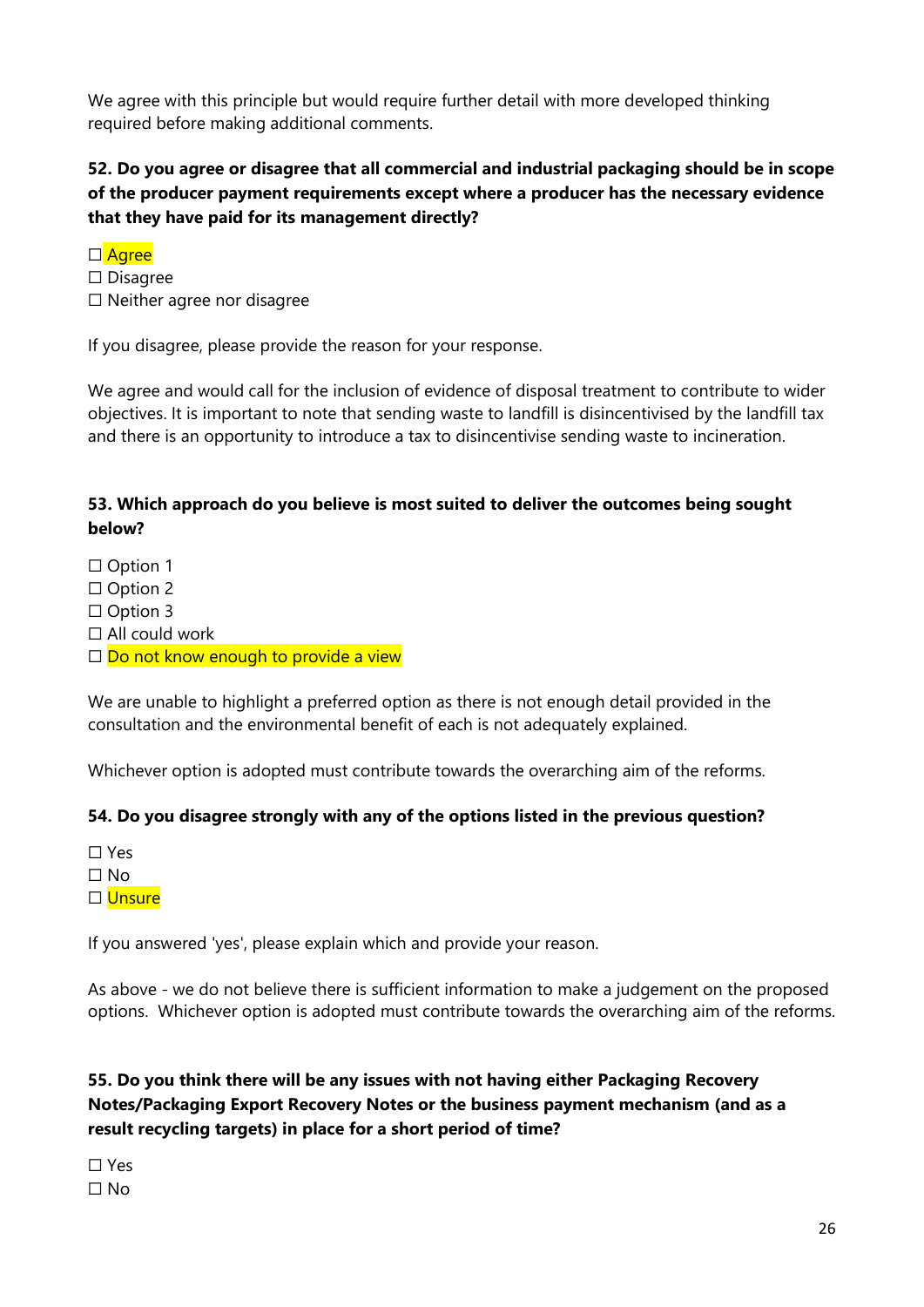We agree with this principle but would require further detail with more developed thinking required before making additional comments.

**52. Do you agree or disagree that all commercial and industrial packaging should be in scope of the producer payment requirements except where a producer has the necessary evidence that they have paid for its management directly?**

☐ Agree
☐ Disagree
☐ Neither agree nor disagree

If you disagree, please provide the reason for your response.

We agree and would call for the inclusion of evidence of disposal treatment to contribute to wider objectives. It is important to note that sending waste to landfill is disincentivised by the landfill tax and there is an opportunity to introduce a tax to disincentivise sending waste to incineration.

**53. Which approach do you believe is most suited to deliver the outcomes being sought below?**

☐ Option 1
☐ Option 2
☐ Option 3
☐ All could work
☐ Do not know enough to provide a view

We are unable to highlight a preferred option as there is not enough detail provided in the consultation and the environmental benefit of each is not adequately explained.

Whichever option is adopted must contribute towards the overarching aim of the reforms.

**54. Do you disagree strongly with any of the options listed in the previous question?**

☐ Yes
☐ No
☐ Unsure

If you answered 'yes', please explain which and provide your reason.

As above - we do not believe there is sufficient information to make a judgement on the proposed options. Whichever option is adopted must contribute towards the overarching aim of the reforms.

**55. Do you think there will be any issues with not having either Packaging Recovery Notes/Packaging Export Recovery Notes or the business payment mechanism (and as a result recycling targets) in place for a short period of time?**

☐ Yes
☐ No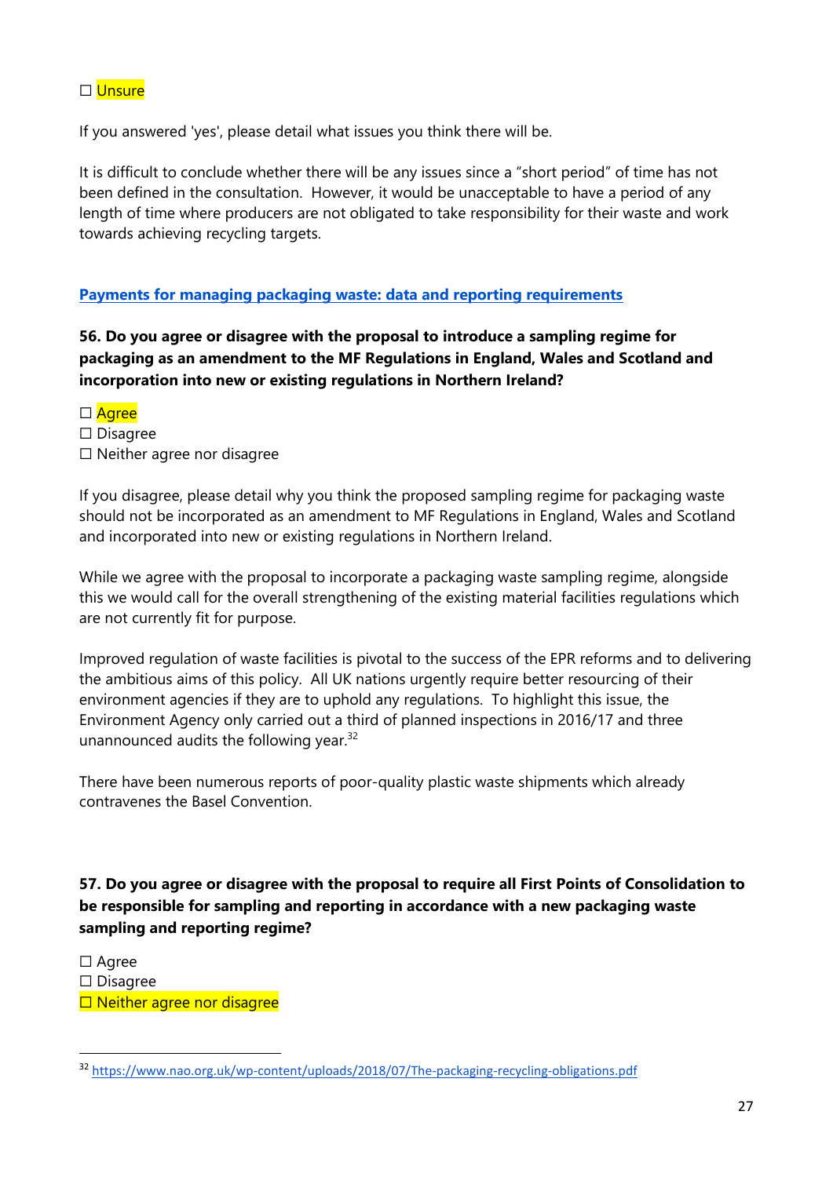☐ Unsure

If you answered 'yes', please detail what issues you think there will be.

It is difficult to conclude whether there will be any issues since a "short period" of time has not been defined in the consultation. However, it would be unacceptable to have a period of any length of time where producers are not obligated to take responsibility for their waste and work towards achieving recycling targets.

**Payments for managing packaging waste: data and reporting requirements**

**56. Do you agree or disagree with the proposal to introduce a sampling regime for packaging as an amendment to the MF Regulations in England, Wales and Scotland and incorporation into new or existing regulations in Northern Ireland?**

☐ Agree
☐ Disagree
☐ Neither agree nor disagree

If you disagree, please detail why you think the proposed sampling regime for packaging waste should not be incorporated as an amendment to MF Regulations in England, Wales and Scotland and incorporated into new or existing regulations in Northern Ireland.

While we agree with the proposal to incorporate a packaging waste sampling regime, alongside this we would call for the overall strengthening of the existing material facilities regulations which are not currently fit for purpose.

Improved regulation of waste facilities is pivotal to the success of the EPR reforms and to delivering the ambitious aims of this policy. All UK nations urgently require better resourcing of their environment agencies if they are to uphold any regulations. To highlight this issue, the Environment Agency only carried out a third of planned inspections in 2016/17 and three unannounced audits the following year.[32]

There have been numerous reports of poor-quality plastic waste shipments which already contravenes the Basel Convention.

**57. Do you agree or disagree with the proposal to require all First Points of Consolidation to be responsible for sampling and reporting in accordance with a new packaging waste sampling and reporting regime?**

☐ Agree
☐ Disagree
☐ Neither agree nor disagree

[32] https://www.nao.org.uk/wp-content/uploads/2018/07/The-packaging-recycling-obligations.pdf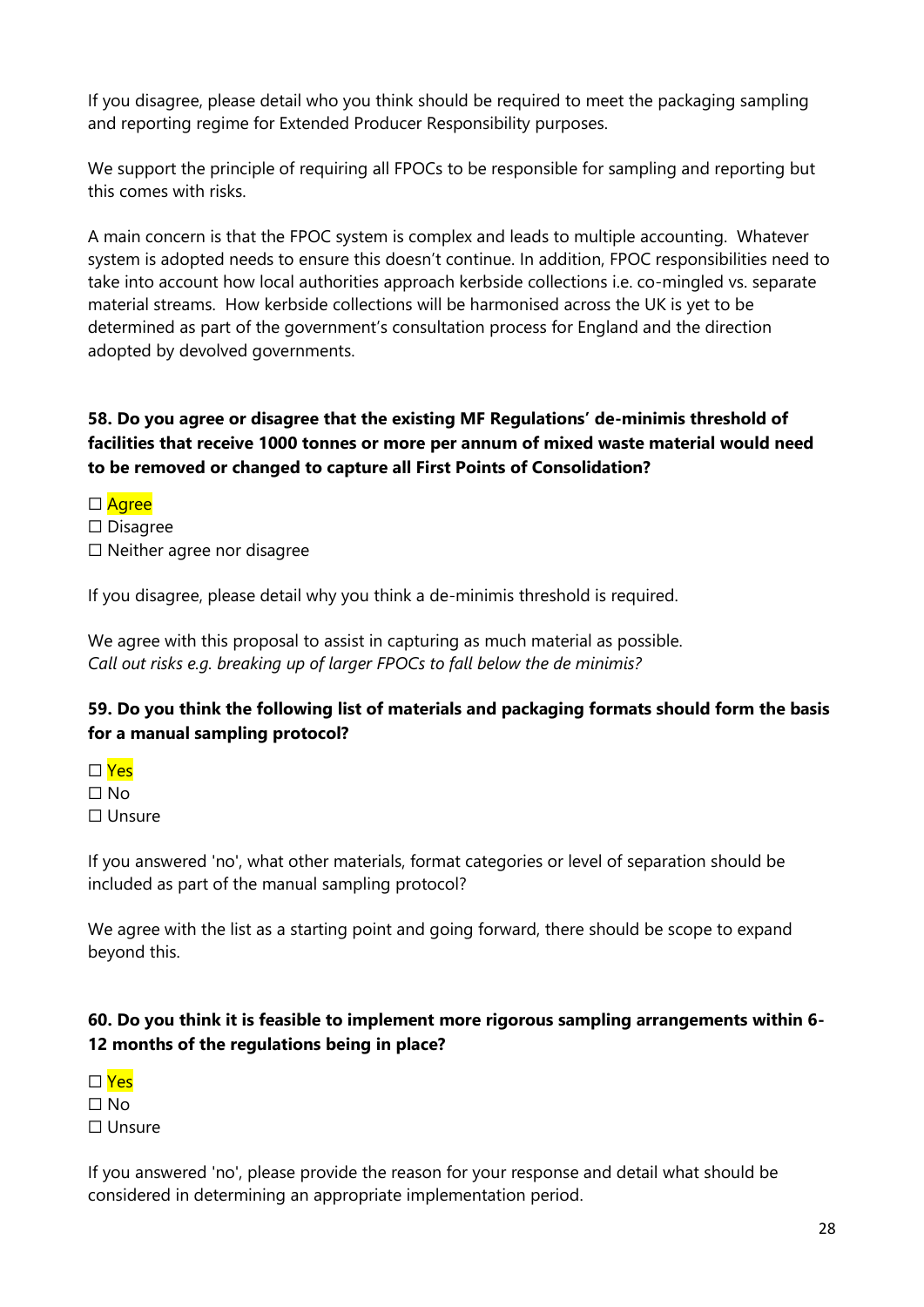If you disagree, please detail who you think should be required to meet the packaging sampling and reporting regime for Extended Producer Responsibility purposes.

We support the principle of requiring all FPOCs to be responsible for sampling and reporting but this comes with risks.

A main concern is that the FPOC system is complex and leads to multiple accounting. Whatever system is adopted needs to ensure this doesn't continue. In addition, FPOC responsibilities need to take into account how local authorities approach kerbside collections i.e. co-mingled vs. separate material streams. How kerbside collections will be harmonised across the UK is yet to be determined as part of the government's consultation process for England and the direction adopted by devolved governments.

**58. Do you agree or disagree that the existing MF Regulations' de-minimis threshold of facilities that receive 1000 tonnes or more per annum of mixed waste material would need to be removed or changed to capture all First Points of Consolidation?**

☐ Agree
☐ Disagree
☐ Neither agree nor disagree

If you disagree, please detail why you think a de-minimis threshold is required.

We agree with this proposal to assist in capturing as much material as possible.
*Call out risks e.g. breaking up of larger FPOCs to fall below the de minimis?*

**59. Do you think the following list of materials and packaging formats should form the basis for a manual sampling protocol?**

☐ Yes
☐ No
☐ Unsure

If you answered 'no', what other materials, format categories or level of separation should be included as part of the manual sampling protocol?

We agree with the list as a starting point and going forward, there should be scope to expand beyond this.

**60. Do you think it is feasible to implement more rigorous sampling arrangements within 6-12 months of the regulations being in place?**

☐ Yes
☐ No
☐ Unsure

If you answered 'no', please provide the reason for your response and detail what should be considered in determining an appropriate implementation period.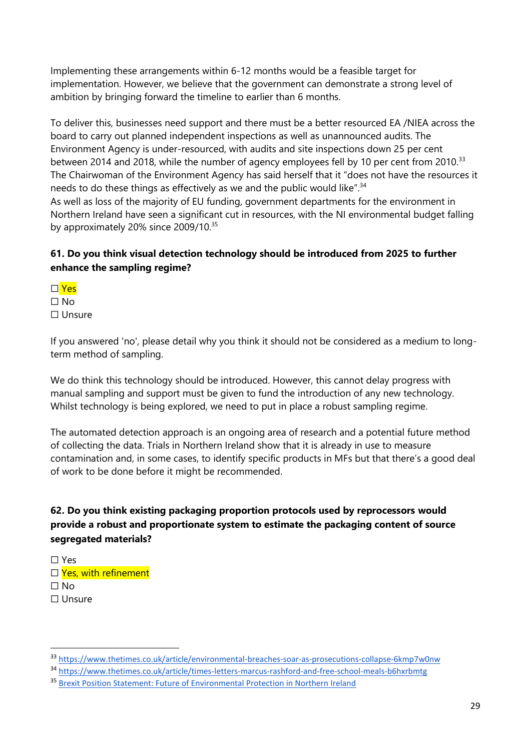Implementing these arrangements within 6-12 months would be a feasible target for implementation. However, we believe that the government can demonstrate a strong level of ambition by bringing forward the timeline to earlier than 6 months.

To deliver this, businesses need support and there must be a better resourced EA /NIEA across the board to carry out planned independent inspections as well as unannounced audits. The Environment Agency is under-resourced, with audits and site inspections down 25 per cent between 2014 and 2018, while the number of agency employees fell by 10 per cent from 2010.[33] The Chairwoman of the Environment Agency has said herself that it "does not have the resources it needs to do these things as effectively as we and the public would like".[34]
As well as loss of the majority of EU funding, government departments for the environment in Northern Ireland have seen a significant cut in resources, with the NI environmental budget falling by approximately 20% since 2009/10.[35]

**61. Do you think visual detection technology should be introduced from 2025 to further enhance the sampling regime?**

☐ Yes
☐ No
☐ Unsure

If you answered 'no', please detail why you think it should not be considered as a medium to long-term method of sampling.

We do think this technology should be introduced. However, this cannot delay progress with manual sampling and support must be given to fund the introduction of any new technology. Whilst technology is being explored, we need to put in place a robust sampling regime.

The automated detection approach is an ongoing area of research and a potential future method of collecting the data. Trials in Northern Ireland show that it is already in use to measure contamination and, in some cases, to identify specific products in MFs but that there's a good deal of work to be done before it might be recommended.

**62. Do you think existing packaging proportion protocols used by reprocessors would provide a robust and proportionate system to estimate the packaging content of source segregated materials?**

☐ Yes
☐ Yes, with refinement
☐ No
☐ Unsure

[33] https://www.thetimes.co.uk/article/environmental-breaches-soar-as-prosecutions-collapse-6kmp7w0nw

[34] https://www.thetimes.co.uk/article/times-letters-marcus-rashford-and-free-school-meals-b6hxrbmtg

[35] Brexit Position Statement: Future of Environmental Protection in Northern Ireland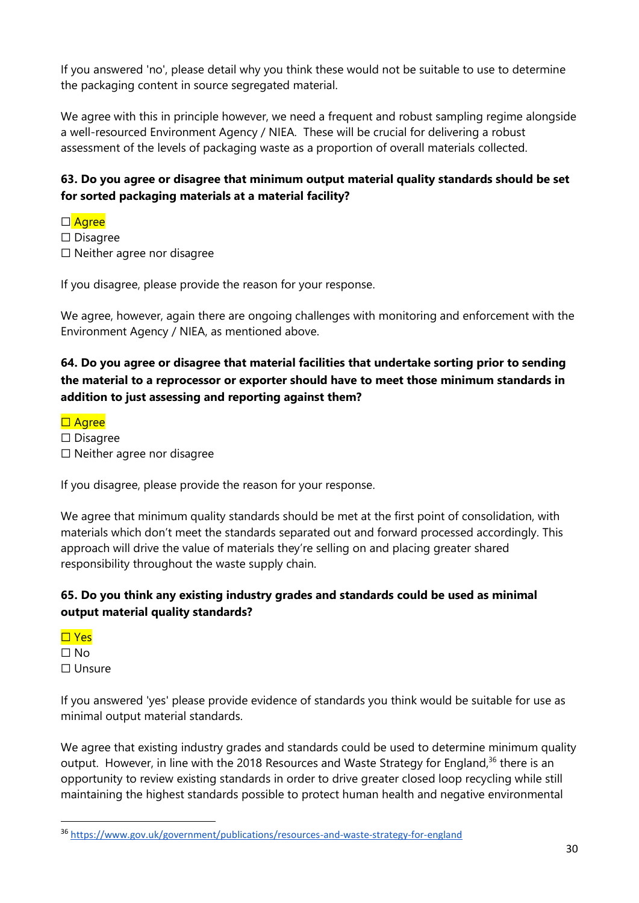If you answered 'no', please detail why you think these would not be suitable to use to determine the packaging content in source segregated material.

We agree with this in principle however, we need a frequent and robust sampling regime alongside a well-resourced Environment Agency / NIEA. These will be crucial for delivering a robust assessment of the levels of packaging waste as a proportion of overall materials collected.

**63. Do you agree or disagree that minimum output material quality standards should be set for sorted packaging materials at a material facility?**

☐ Agree
☐ Disagree
☐ Neither agree nor disagree

If you disagree, please provide the reason for your response.

We agree, however, again there are ongoing challenges with monitoring and enforcement with the Environment Agency / NIEA, as mentioned above.

**64. Do you agree or disagree that material facilities that undertake sorting prior to sending the material to a reprocessor or exporter should have to meet those minimum standards in addition to just assessing and reporting against them?**

☐ Agree
☐ Disagree
☐ Neither agree nor disagree

If you disagree, please provide the reason for your response.

We agree that minimum quality standards should be met at the first point of consolidation, with materials which don't meet the standards separated out and forward processed accordingly. This approach will drive the value of materials they're selling on and placing greater shared responsibility throughout the waste supply chain.

**65. Do you think any existing industry grades and standards could be used as minimal output material quality standards?**

☐ Yes
☐ No
☐ Unsure

If you answered 'yes' please provide evidence of standards you think would be suitable for use as minimal output material standards.

We agree that existing industry grades and standards could be used to determine minimum quality output. However, in line with the 2018 Resources and Waste Strategy for England,[36] there is an opportunity to review existing standards in order to drive greater closed loop recycling while still maintaining the highest standards possible to protect human health and negative environmental

[36] https://www.gov.uk/government/publications/resources-and-waste-strategy-for-england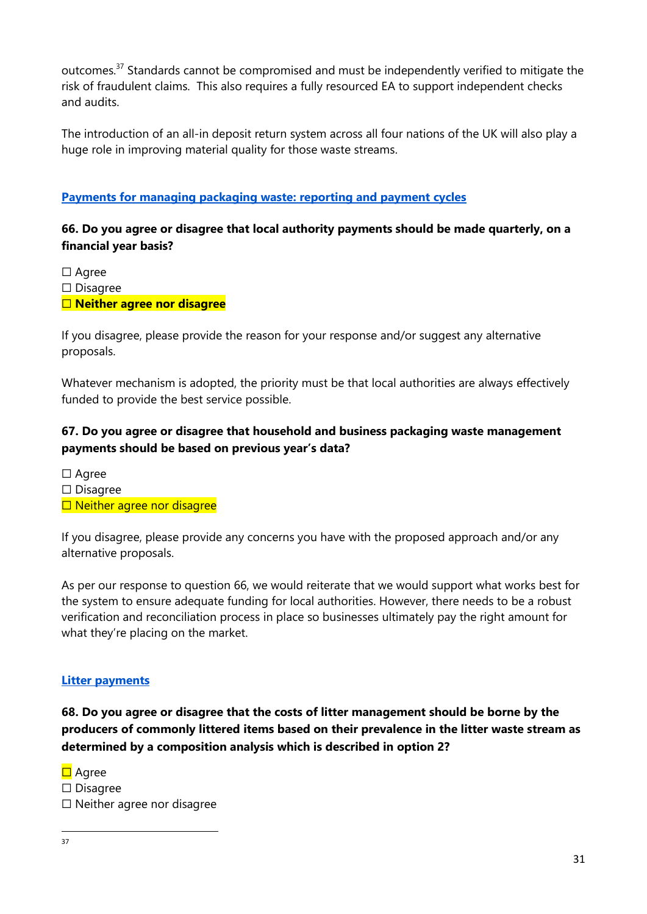outcomes.[37] Standards cannot be compromised and must be independently verified to mitigate the risk of fraudulent claims. This also requires a fully resourced EA to support independent checks and audits.

The introduction of an all-in deposit return system across all four nations of the UK will also play a huge role in improving material quality for those waste streams.

**Payments for managing packaging waste: reporting and payment cycles**

**66. Do you agree or disagree that local authority payments should be made quarterly, on a financial year basis?**

☐ Agree
☐ Disagree
☐ **Neither agree nor disagree**

If you disagree, please provide the reason for your response and/or suggest any alternative proposals.

Whatever mechanism is adopted, the priority must be that local authorities are always effectively funded to provide the best service possible.

**67. Do you agree or disagree that household and business packaging waste management payments should be based on previous year's data?**

☐ Agree
☐ Disagree
☐ Neither agree nor disagree

If you disagree, please provide any concerns you have with the proposed approach and/or any alternative proposals.

As per our response to question 66, we would reiterate that we would support what works best for the system to ensure adequate funding for local authorities. However, there needs to be a robust verification and reconciliation process in place so businesses ultimately pay the right amount for what they're placing on the market.

**Litter payments**

**68. Do you agree or disagree that the costs of litter management should be borne by the producers of commonly littered items based on their prevalence in the litter waste stream as determined by a composition analysis which is described in option 2?**

☐ Agree
☐ Disagree
☐ Neither agree nor disagree

[37]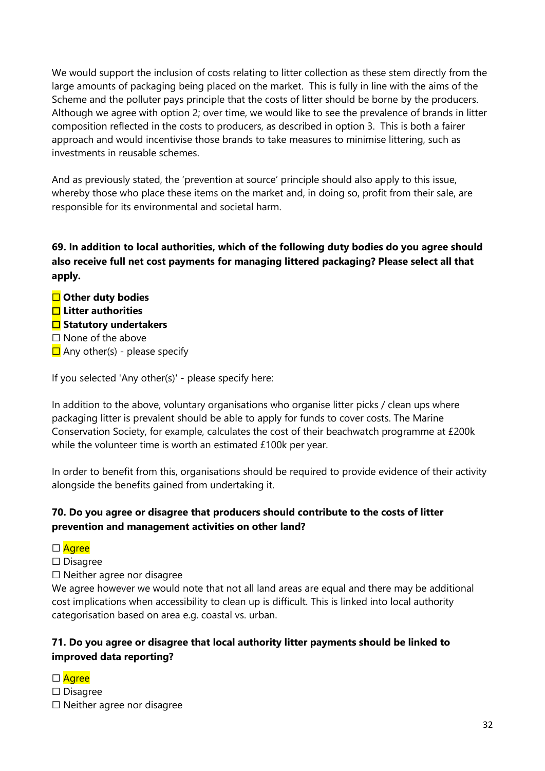We would support the inclusion of costs relating to litter collection as these stem directly from the large amounts of packaging being placed on the market. This is fully in line with the aims of the Scheme and the polluter pays principle that the costs of litter should be borne by the producers. Although we agree with option 2; over time, we would like to see the prevalence of brands in litter composition reflected in the costs to producers, as described in option 3. This is both a fairer approach and would incentivise those brands to take measures to minimise littering, such as investments in reusable schemes.

And as previously stated, the 'prevention at source' principle should also apply to this issue, whereby those who place these items on the market and, in doing so, profit from their sale, are responsible for its environmental and societal harm.

**69. In addition to local authorities, which of the following duty bodies do you agree should also receive full net cost payments for managing littered packaging? Please select all that apply.**

☐ **Other duty bodies**
☐ **Litter authorities**
☐ **Statutory undertakers**
☐ None of the above
☐ Any other(s) - please specify

If you selected 'Any other(s)' - please specify here:

In addition to the above, voluntary organisations who organise litter picks / clean ups where packaging litter is prevalent should be able to apply for funds to cover costs. The Marine Conservation Society, for example, calculates the cost of their beachwatch programme at £200k while the volunteer time is worth an estimated £100k per year.

In order to benefit from this, organisations should be required to provide evidence of their activity alongside the benefits gained from undertaking it.

**70. Do you agree or disagree that producers should contribute to the costs of litter prevention and management activities on other land?**

☐ Agree
☐ Disagree
☐ Neither agree nor disagree

We agree however we would note that not all land areas are equal and there may be additional cost implications when accessibility to clean up is difficult. This is linked into local authority categorisation based on area e.g. coastal vs. urban.

**71. Do you agree or disagree that local authority litter payments should be linked to improved data reporting?**

☐ Agree
☐ Disagree
☐ Neither agree nor disagree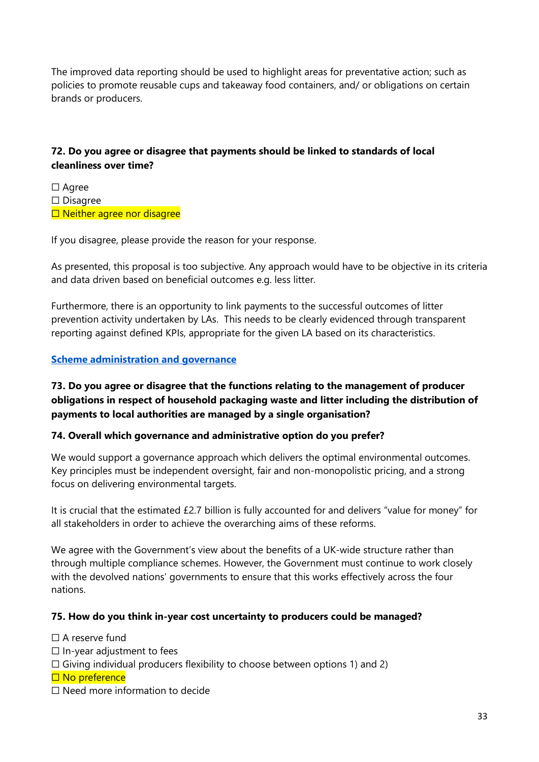The improved data reporting should be used to highlight areas for preventative action; such as policies to promote reusable cups and takeaway food containers, and/ or obligations on certain brands or producers.

**72. Do you agree or disagree that payments should be linked to standards of local cleanliness over time?**

☐ Agree
☐ Disagree
☐ Neither agree nor disagree

If you disagree, please provide the reason for your response.

As presented, this proposal is too subjective. Any approach would have to be objective in its criteria and data driven based on beneficial outcomes e.g. less litter.

Furthermore, there is an opportunity to link payments to the successful outcomes of litter prevention activity undertaken by LAs. This needs to be clearly evidenced through transparent reporting against defined KPIs, appropriate for the given LA based on its characteristics.

**Scheme administration and governance**

**73. Do you agree or disagree that the functions relating to the management of producer obligations in respect of household packaging waste and litter including the distribution of payments to local authorities are managed by a single organisation?**

**74. Overall which governance and administrative option do you prefer?**

We would support a governance approach which delivers the optimal environmental outcomes. Key principles must be independent oversight, fair and non-monopolistic pricing, and a strong focus on delivering environmental targets.

It is crucial that the estimated £2.7 billion is fully accounted for and delivers "value for money" for all stakeholders in order to achieve the overarching aims of these reforms.

We agree with the Government's view about the benefits of a UK-wide structure rather than through multiple compliance schemes. However, the Government must continue to work closely with the devolved nations' governments to ensure that this works effectively across the four nations.

**75. How do you think in-year cost uncertainty to producers could be managed?**

☐ A reserve fund
☐ In-year adjustment to fees
☐ Giving individual producers flexibility to choose between options 1) and 2)
☐ No preference
☐ Need more information to decide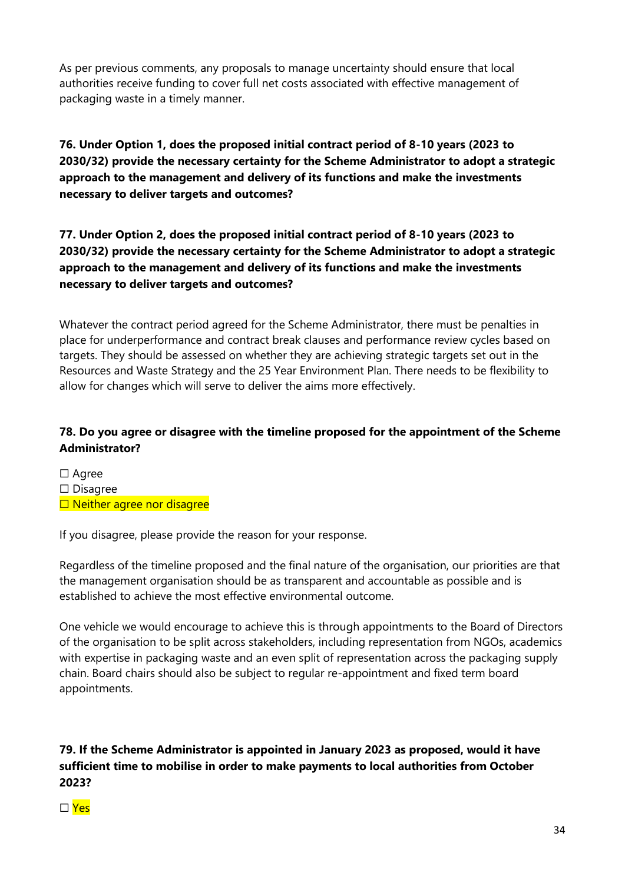As per previous comments, any proposals to manage uncertainty should ensure that local authorities receive funding to cover full net costs associated with effective management of packaging waste in a timely manner.

**76. Under Option 1, does the proposed initial contract period of 8-10 years (2023 to 2030/32) provide the necessary certainty for the Scheme Administrator to adopt a strategic approach to the management and delivery of its functions and make the investments necessary to deliver targets and outcomes?**

**77. Under Option 2, does the proposed initial contract period of 8-10 years (2023 to 2030/32) provide the necessary certainty for the Scheme Administrator to adopt a strategic approach to the management and delivery of its functions and make the investments necessary to deliver targets and outcomes?**

Whatever the contract period agreed for the Scheme Administrator, there must be penalties in place for underperformance and contract break clauses and performance review cycles based on targets. They should be assessed on whether they are achieving strategic targets set out in the Resources and Waste Strategy and the 25 Year Environment Plan. There needs to be flexibility to allow for changes which will serve to deliver the aims more effectively.

**78. Do you agree or disagree with the timeline proposed for the appointment of the Scheme Administrator?**

☐ Agree
☐ Disagree
☐ Neither agree nor disagree

If you disagree, please provide the reason for your response.

Regardless of the timeline proposed and the final nature of the organisation, our priorities are that the management organisation should be as transparent and accountable as possible and is established to achieve the most effective environmental outcome.

One vehicle we would encourage to achieve this is through appointments to the Board of Directors of the organisation to be split across stakeholders, including representation from NGOs, academics with expertise in packaging waste and an even split of representation across the packaging supply chain. Board chairs should also be subject to regular re-appointment and fixed term board appointments.

**79. If the Scheme Administrator is appointed in January 2023 as proposed, would it have sufficient time to mobilise in order to make payments to local authorities from October 2023?**

☐ Yes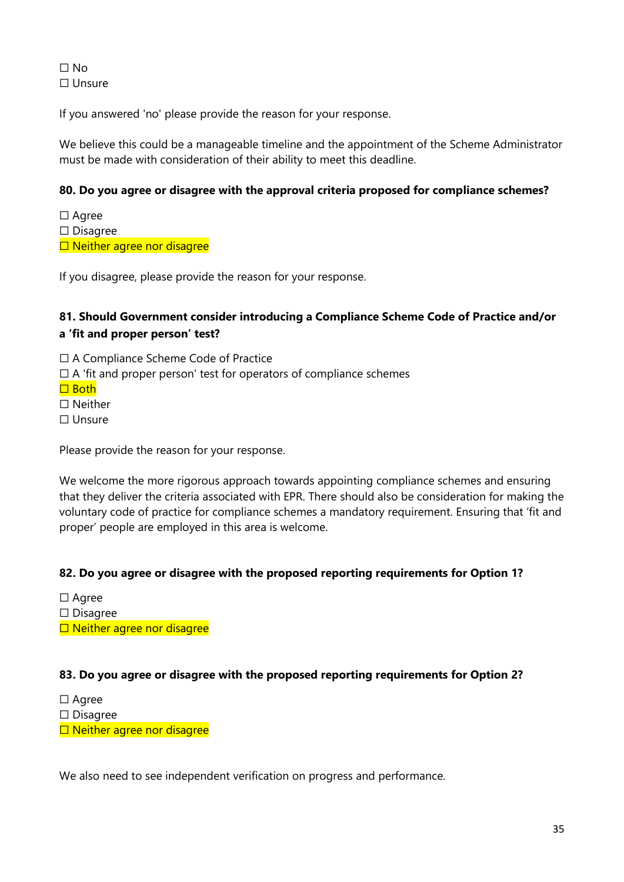☐ No
☐ Unsure

If you answered 'no' please provide the reason for your response.

We believe this could be a manageable timeline and the appointment of the Scheme Administrator must be made with consideration of their ability to meet this deadline.

**80. Do you agree or disagree with the approval criteria proposed for compliance schemes?**

☐ Agree
☐ Disagree
☐ Neither agree nor disagree

If you disagree, please provide the reason for your response.

**81. Should Government consider introducing a Compliance Scheme Code of Practice and/or a 'fit and proper person' test?**

☐ A Compliance Scheme Code of Practice
☐ A 'fit and proper person' test for operators of compliance schemes
☐ Both
☐ Neither
☐ Unsure

Please provide the reason for your response.

We welcome the more rigorous approach towards appointing compliance schemes and ensuring that they deliver the criteria associated with EPR. There should also be consideration for making the voluntary code of practice for compliance schemes a mandatory requirement. Ensuring that 'fit and proper' people are employed in this area is welcome.

**82. Do you agree or disagree with the proposed reporting requirements for Option 1?**

☐ Agree
☐ Disagree
☐ Neither agree nor disagree

**83. Do you agree or disagree with the proposed reporting requirements for Option 2?**

☐ Agree
☐ Disagree
☐ Neither agree nor disagree

We also need to see independent verification on progress and performance.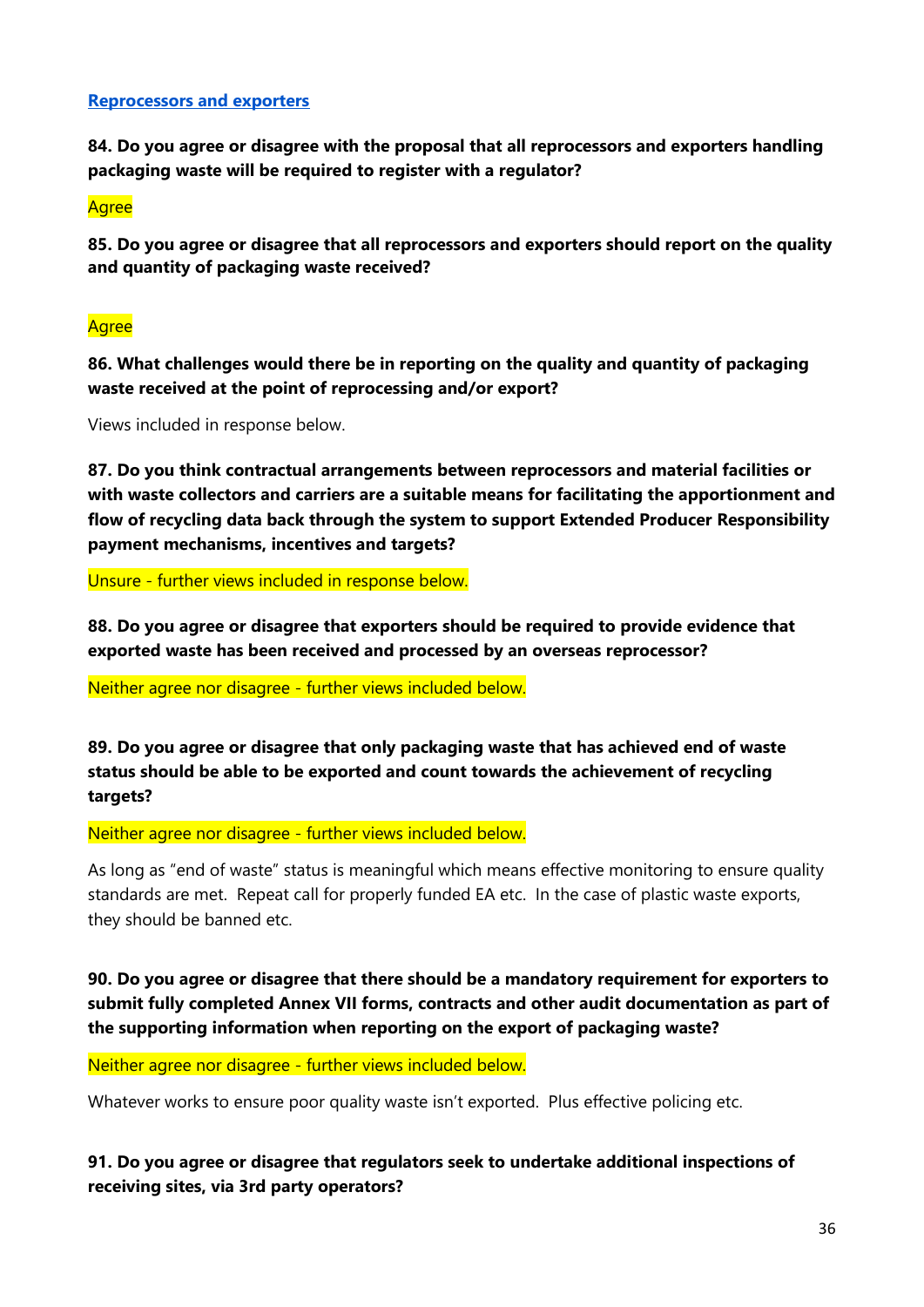**Reprocessors and exporters**

**84. Do you agree or disagree with the proposal that all reprocessors and exporters handling packaging waste will be required to register with a regulator?**

Agree

**85. Do you agree or disagree that all reprocessors and exporters should report on the quality and quantity of packaging waste received?**

Agree

**86. What challenges would there be in reporting on the quality and quantity of packaging waste received at the point of reprocessing and/or export?**

Views included in response below.

**87. Do you think contractual arrangements between reprocessors and material facilities or with waste collectors and carriers are a suitable means for facilitating the apportionment and flow of recycling data back through the system to support Extended Producer Responsibility payment mechanisms, incentives and targets?**

Unsure - further views included in response below.

**88. Do you agree or disagree that exporters should be required to provide evidence that exported waste has been received and processed by an overseas reprocessor?**

Neither agree nor disagree - further views included below.

**89. Do you agree or disagree that only packaging waste that has achieved end of waste status should be able to be exported and count towards the achievement of recycling targets?**

Neither agree nor disagree - further views included below.

As long as "end of waste" status is meaningful which means effective monitoring to ensure quality standards are met. Repeat call for properly funded EA etc. In the case of plastic waste exports, they should be banned etc.

**90. Do you agree or disagree that there should be a mandatory requirement for exporters to submit fully completed Annex VII forms, contracts and other audit documentation as part of the supporting information when reporting on the export of packaging waste?**

Neither agree nor disagree - further views included below.

Whatever works to ensure poor quality waste isn't exported. Plus effective policing etc.

**91. Do you agree or disagree that regulators seek to undertake additional inspections of receiving sites, via 3rd party operators?**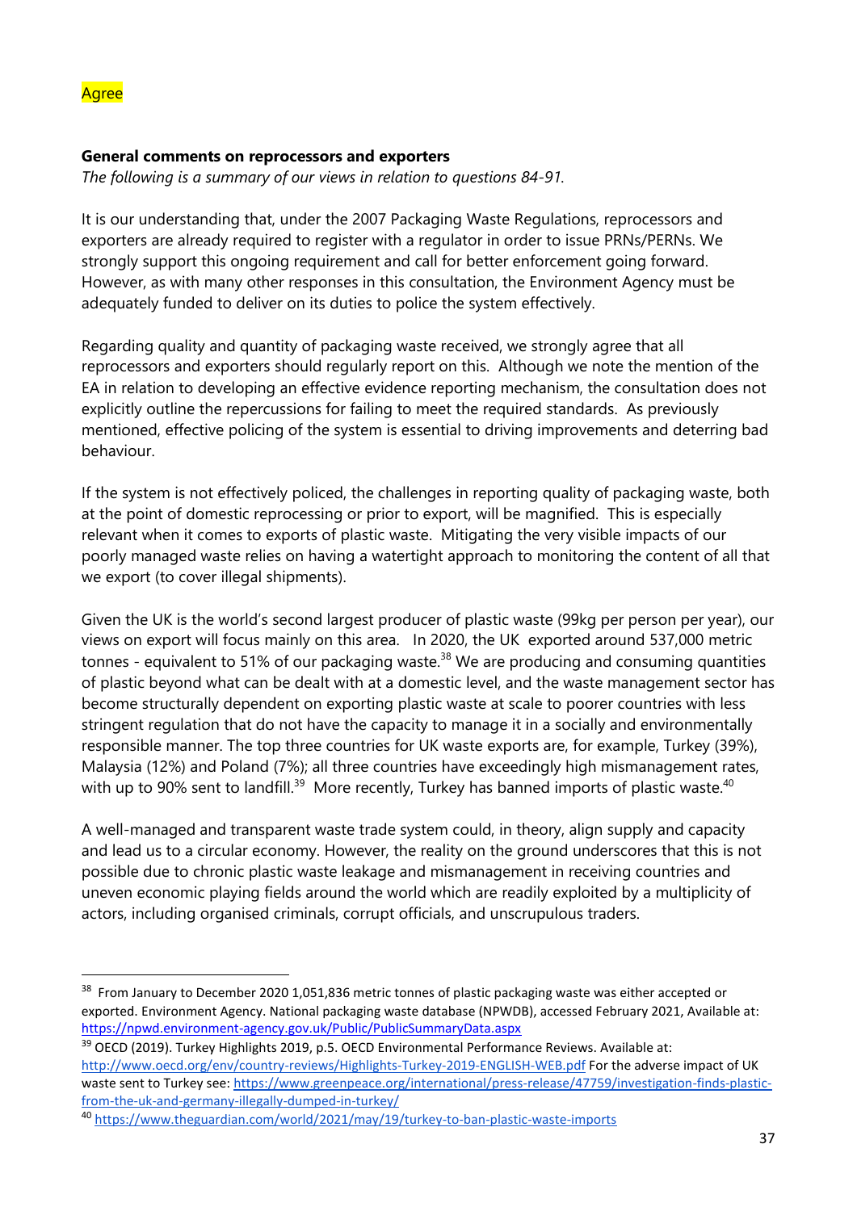Agree

**General comments on reprocessors and exporters**

*The following is a summary of our views in relation to questions 84-91.*

It is our understanding that, under the 2007 Packaging Waste Regulations, reprocessors and exporters are already required to register with a regulator in order to issue PRNs/PERNs. We strongly support this ongoing requirement and call for better enforcement going forward. However, as with many other responses in this consultation, the Environment Agency must be adequately funded to deliver on its duties to police the system effectively.

Regarding quality and quantity of packaging waste received, we strongly agree that all reprocessors and exporters should regularly report on this. Although we note the mention of the EA in relation to developing an effective evidence reporting mechanism, the consultation does not explicitly outline the repercussions for failing to meet the required standards. As previously mentioned, effective policing of the system is essential to driving improvements and deterring bad behaviour.

If the system is not effectively policed, the challenges in reporting quality of packaging waste, both at the point of domestic reprocessing or prior to export, will be magnified. This is especially relevant when it comes to exports of plastic waste. Mitigating the very visible impacts of our poorly managed waste relies on having a watertight approach to monitoring the content of all that we export (to cover illegal shipments).

Given the UK is the world's second largest producer of plastic waste (99kg per person per year), our views on export will focus mainly on this area. In 2020, the UK exported around 537,000 metric tonnes - equivalent to 51% of our packaging waste.[38] We are producing and consuming quantities of plastic beyond what can be dealt with at a domestic level, and the waste management sector has become structurally dependent on exporting plastic waste at scale to poorer countries with less stringent regulation that do not have the capacity to manage it in a socially and environmentally responsible manner. The top three countries for UK waste exports are, for example, Turkey (39%), Malaysia (12%) and Poland (7%); all three countries have exceedingly high mismanagement rates, with up to 90% sent to landfill.[39] More recently, Turkey has banned imports of plastic waste.[40]

A well-managed and transparent waste trade system could, in theory, align supply and capacity and lead us to a circular economy. However, the reality on the ground underscores that this is not possible due to chronic plastic waste leakage and mismanagement in receiving countries and uneven economic playing fields around the world which are readily exploited by a multiplicity of actors, including organised criminals, corrupt officials, and unscrupulous traders.

---

[38] From January to December 2020 1,051,836 metric tonnes of plastic packaging waste was either accepted or exported. Environment Agency. National packaging waste database (NPWDB), accessed February 2021, Available at: https://npwd.environment-agency.gov.uk/Public/PublicSummaryData.aspx

[39] OECD (2019). Turkey Highlights 2019, p.5. OECD Environmental Performance Reviews. Available at: http://www.oecd.org/env/country-reviews/Highlights-Turkey-2019-ENGLISH-WEB.pdf For the adverse impact of UK waste sent to Turkey see: https://www.greenpeace.org/international/press-release/47759/investigation-finds-plastic-from-the-uk-and-germany-illegally-dumped-in-turkey/

[40] https://www.theguardian.com/world/2021/may/19/turkey-to-ban-plastic-waste-imports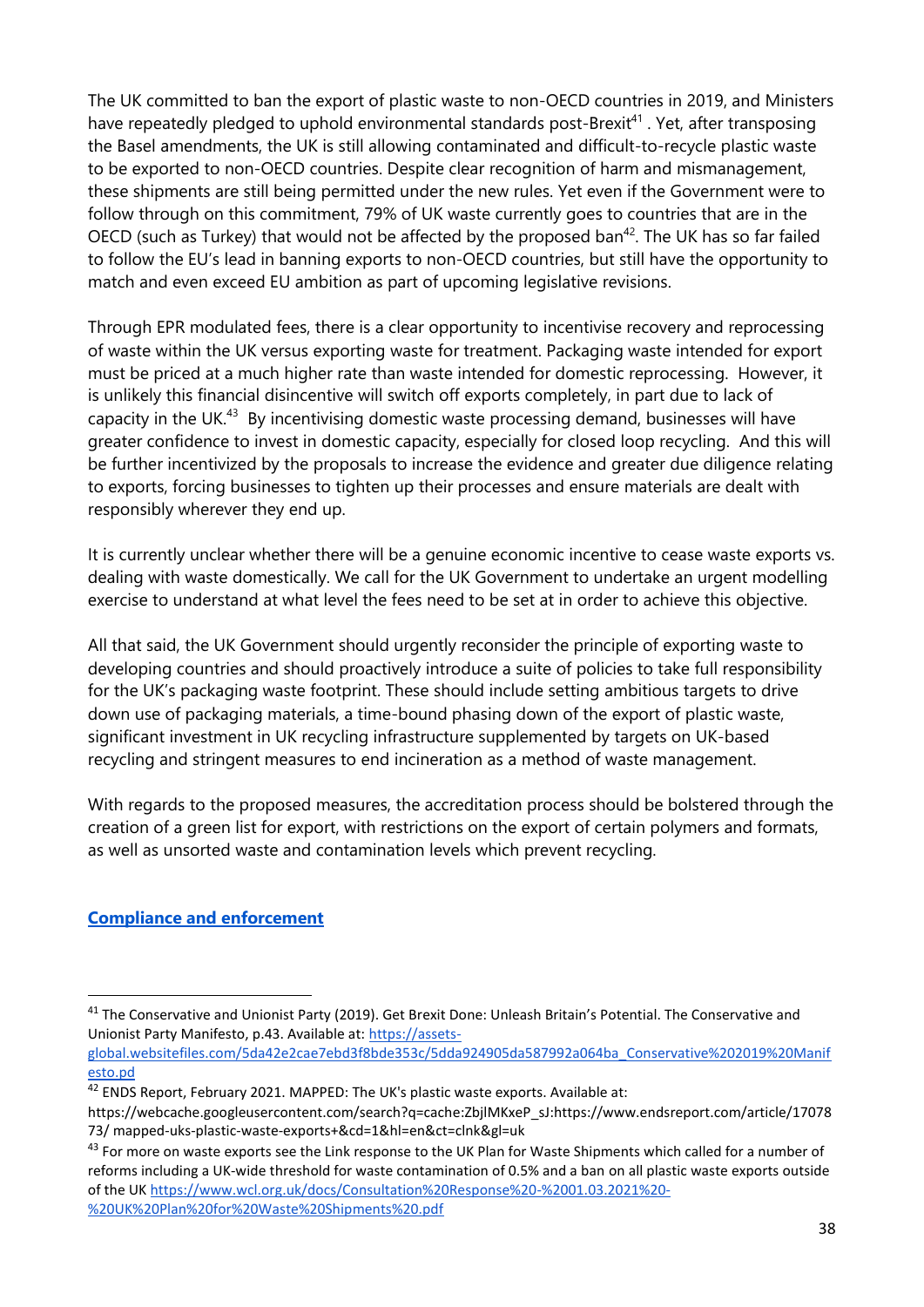The UK committed to ban the export of plastic waste to non-OECD countries in 2019, and Ministers have repeatedly pledged to uphold environmental standards post-Brexit[41] . Yet, after transposing the Basel amendments, the UK is still allowing contaminated and difficult-to-recycle plastic waste to be exported to non-OECD countries. Despite clear recognition of harm and mismanagement, these shipments are still being permitted under the new rules. Yet even if the Government were to follow through on this commitment, 79% of UK waste currently goes to countries that are in the OECD (such as Turkey) that would not be affected by the proposed ban[42]. The UK has so far failed to follow the EU's lead in banning exports to non-OECD countries, but still have the opportunity to match and even exceed EU ambition as part of upcoming legislative revisions.

Through EPR modulated fees, there is a clear opportunity to incentivise recovery and reprocessing of waste within the UK versus exporting waste for treatment. Packaging waste intended for export must be priced at a much higher rate than waste intended for domestic reprocessing. However, it is unlikely this financial disincentive will switch off exports completely, in part due to lack of capacity in the UK.[43] By incentivising domestic waste processing demand, businesses will have greater confidence to invest in domestic capacity, especially for closed loop recycling. And this will be further incentivized by the proposals to increase the evidence and greater due diligence relating to exports, forcing businesses to tighten up their processes and ensure materials are dealt with responsibly wherever they end up.

It is currently unclear whether there will be a genuine economic incentive to cease waste exports vs. dealing with waste domestically. We call for the UK Government to undertake an urgent modelling exercise to understand at what level the fees need to be set at in order to achieve this objective.

All that said, the UK Government should urgently reconsider the principle of exporting waste to developing countries and should proactively introduce a suite of policies to take full responsibility for the UK's packaging waste footprint. These should include setting ambitious targets to drive down use of packaging materials, a time-bound phasing down of the export of plastic waste, significant investment in UK recycling infrastructure supplemented by targets on UK-based recycling and stringent measures to end incineration as a method of waste management.

With regards to the proposed measures, the accreditation process should be bolstered through the creation of a green list for export, with restrictions on the export of certain polymers and formats, as well as unsorted waste and contamination levels which prevent recycling.

## Compliance and enforcement

---

[41] The Conservative and Unionist Party (2019). Get Brexit Done: Unleash Britain's Potential. The Conservative and Unionist Party Manifesto, p.43. Available at: https://assets-global.websitefiles.com/5da42e2cae7ebd3f8bde353c/5dda924905da587992a064ba_Conservative%202019%20Manifesto.pd

[42] ENDS Report, February 2021. MAPPED: The UK's plastic waste exports. Available at: https://webcache.googleusercontent.com/search?q=cache:ZbjIMKxeP_sJ:https://www.endsreport.com/article/1707873/ mapped-uks-plastic-waste-exports+&cd=1&hl=en&ct=clnk&gl=uk

[43] For more on waste exports see the Link response to the UK Plan for Waste Shipments which called for a number of reforms including a UK-wide threshold for waste contamination of 0.5% and a ban on all plastic waste exports outside of the UK https://www.wcl.org.uk/docs/Consultation%20Response%20-%2001.03.2021%20-%20UK%20Plan%20for%20Waste%20Shipments%20.pdf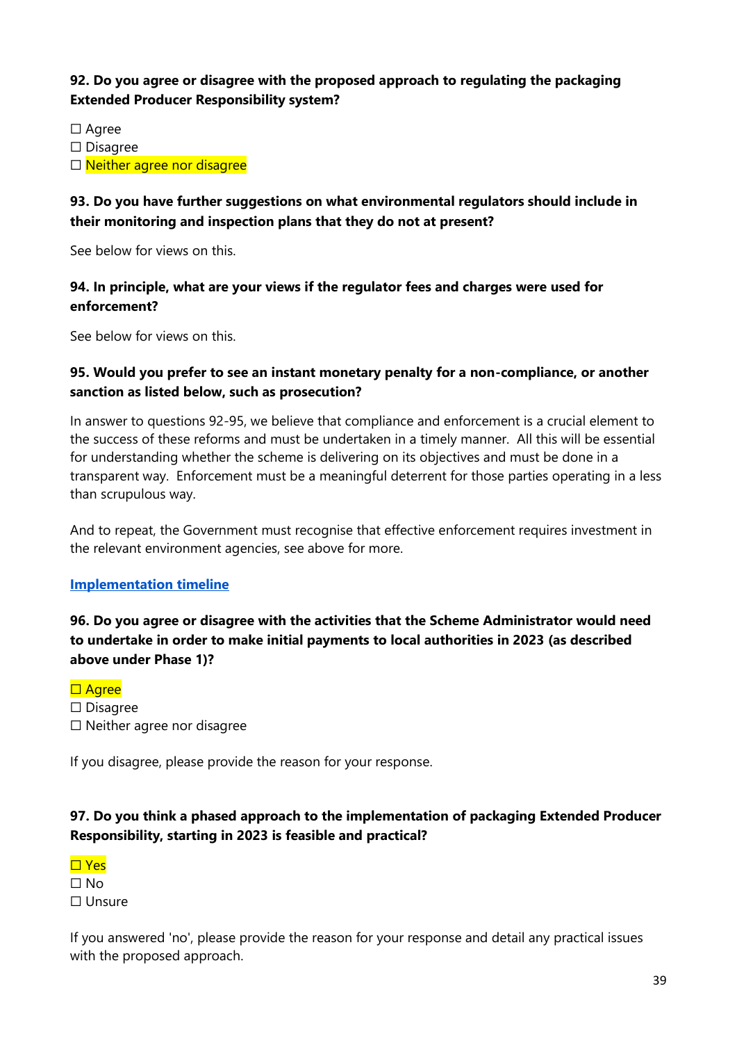**92. Do you agree or disagree with the proposed approach to regulating the packaging Extended Producer Responsibility system?**

☐ Agree
☐ Disagree
☐ Neither agree nor disagree

**93. Do you have further suggestions on what environmental regulators should include in their monitoring and inspection plans that they do not at present?**

See below for views on this.

**94. In principle, what are your views if the regulator fees and charges were used for enforcement?**

See below for views on this.

**95. Would you prefer to see an instant monetary penalty for a non-compliance, or another sanction as listed below, such as prosecution?**

In answer to questions 92-95, we believe that compliance and enforcement is a crucial element to the success of these reforms and must be undertaken in a timely manner. All this will be essential for understanding whether the scheme is delivering on its objectives and must be done in a transparent way. Enforcement must be a meaningful deterrent for those parties operating in a less than scrupulous way.

And to repeat, the Government must recognise that effective enforcement requires investment in the relevant environment agencies, see above for more.

**Implementation timeline**

**96. Do you agree or disagree with the activities that the Scheme Administrator would need to undertake in order to make initial payments to local authorities in 2023 (as described above under Phase 1)?**

☐ Agree
☐ Disagree
☐ Neither agree nor disagree

If you disagree, please provide the reason for your response.

**97. Do you think a phased approach to the implementation of packaging Extended Producer Responsibility, starting in 2023 is feasible and practical?**

☐ Yes
☐ No
☐ Unsure

If you answered 'no', please provide the reason for your response and detail any practical issues with the proposed approach.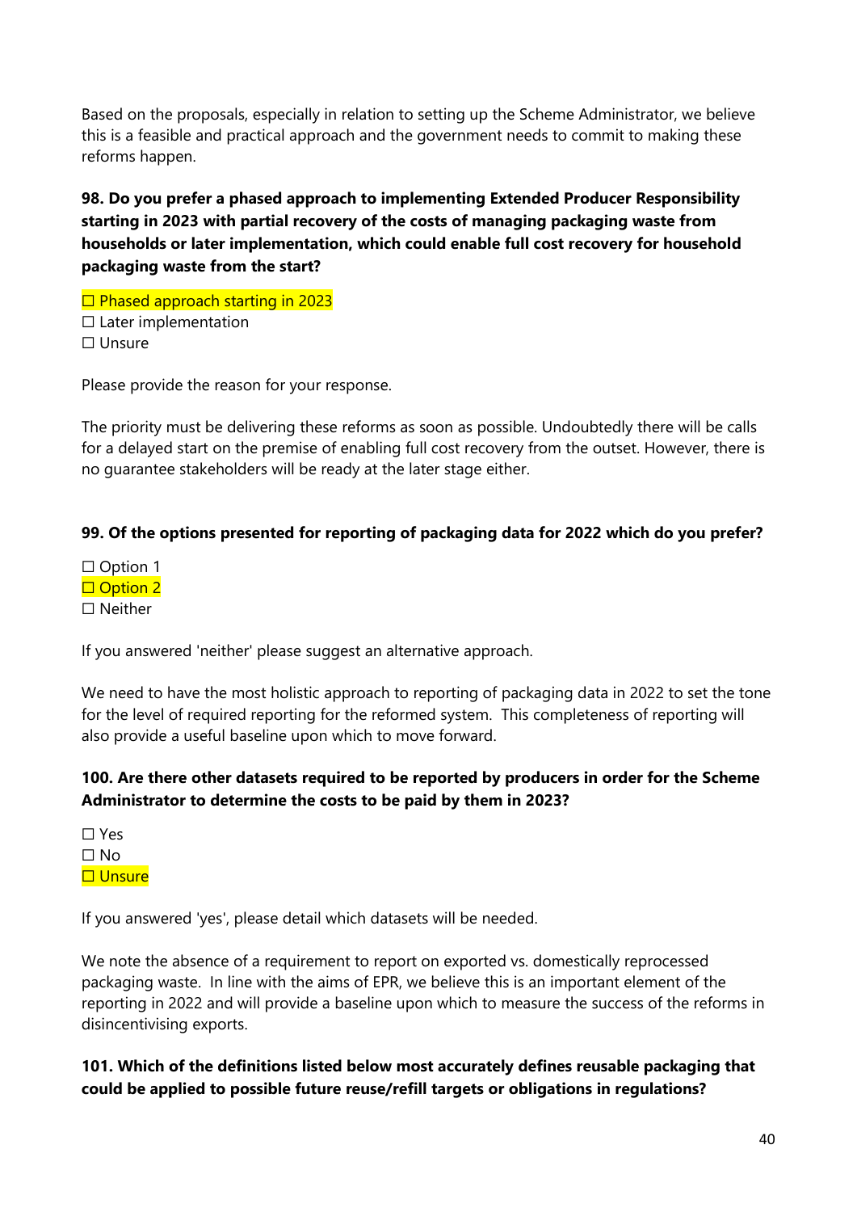Based on the proposals, especially in relation to setting up the Scheme Administrator, we believe this is a feasible and practical approach and the government needs to commit to making these reforms happen.

**98. Do you prefer a phased approach to implementing Extended Producer Responsibility starting in 2023 with partial recovery of the costs of managing packaging waste from households or later implementation, which could enable full cost recovery for household packaging waste from the start?**

☐ Phased approach starting in 2023
☐ Later implementation
☐ Unsure

Please provide the reason for your response.

The priority must be delivering these reforms as soon as possible. Undoubtedly there will be calls for a delayed start on the premise of enabling full cost recovery from the outset. However, there is no guarantee stakeholders will be ready at the later stage either.

**99. Of the options presented for reporting of packaging data for 2022 which do you prefer?**

☐ Option 1
☐ Option 2
☐ Neither

If you answered 'neither' please suggest an alternative approach.

We need to have the most holistic approach to reporting of packaging data in 2022 to set the tone for the level of required reporting for the reformed system. This completeness of reporting will also provide a useful baseline upon which to move forward.

**100. Are there other datasets required to be reported by producers in order for the Scheme Administrator to determine the costs to be paid by them in 2023?**

☐ Yes
☐ No
☐ Unsure

If you answered 'yes', please detail which datasets will be needed.

We note the absence of a requirement to report on exported vs. domestically reprocessed packaging waste. In line with the aims of EPR, we believe this is an important element of the reporting in 2022 and will provide a baseline upon which to measure the success of the reforms in disincentivising exports.

**101. Which of the definitions listed below most accurately defines reusable packaging that could be applied to possible future reuse/refill targets or obligations in regulations?**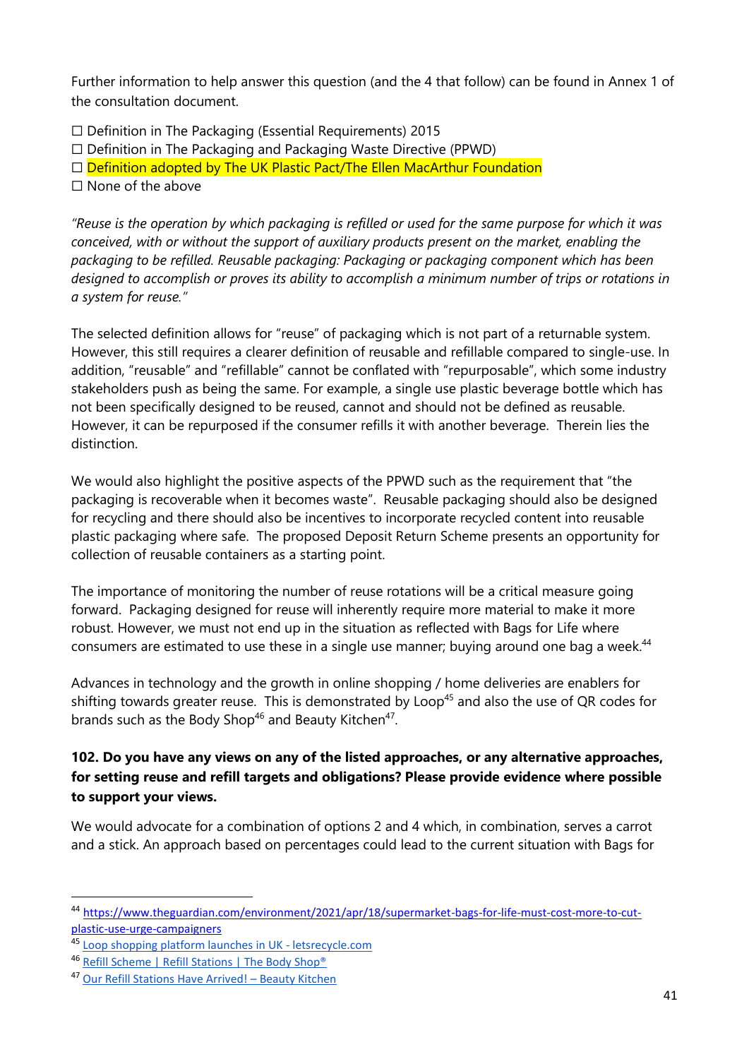Further information to help answer this question (and the 4 that follow) can be found in Annex 1 of the consultation document.

☐ Definition in The Packaging (Essential Requirements) 2015
☐ Definition in The Packaging and Packaging Waste Directive (PPWD)
☐ Definition adopted by The UK Plastic Pact/The Ellen MacArthur Foundation
☐ None of the above

*"Reuse is the operation by which packaging is refilled or used for the same purpose for which it was conceived, with or without the support of auxiliary products present on the market, enabling the packaging to be refilled. Reusable packaging: Packaging or packaging component which has been designed to accomplish or proves its ability to accomplish a minimum number of trips or rotations in a system for reuse."*

The selected definition allows for "reuse" of packaging which is not part of a returnable system. However, this still requires a clearer definition of reusable and refillable compared to single-use. In addition, "reusable" and "refillable" cannot be conflated with "repurposable", which some industry stakeholders push as being the same. For example, a single use plastic beverage bottle which has not been specifically designed to be reused, cannot and should not be defined as reusable. However, it can be repurposed if the consumer refills it with another beverage. Therein lies the distinction.

We would also highlight the positive aspects of the PPWD such as the requirement that "the packaging is recoverable when it becomes waste". Reusable packaging should also be designed for recycling and there should also be incentives to incorporate recycled content into reusable plastic packaging where safe. The proposed Deposit Return Scheme presents an opportunity for collection of reusable containers as a starting point.

The importance of monitoring the number of reuse rotations will be a critical measure going forward. Packaging designed for reuse will inherently require more material to make it more robust. However, we must not end up in the situation as reflected with Bags for Life where consumers are estimated to use these in a single use manner; buying around one bag a week.[44]

Advances in technology and the growth in online shopping / home deliveries are enablers for shifting towards greater reuse. This is demonstrated by Loop[45] and also the use of QR codes for brands such as the Body Shop[46] and Beauty Kitchen[47].

**102. Do you have any views on any of the listed approaches, or any alternative approaches, for setting reuse and refill targets and obligations? Please provide evidence where possible to support your views.**

We would advocate for a combination of options 2 and 4 which, in combination, serves a carrot and a stick. An approach based on percentages could lead to the current situation with Bags for

---

[44] https://www.theguardian.com/environment/2021/apr/18/supermarket-bags-for-life-must-cost-more-to-cut-plastic-use-urge-campaigners

[45] Loop shopping platform launches in UK - letsrecycle.com

[46] Refill Scheme | Refill Stations | The Body Shop®

[47] Our Refill Stations Have Arrived! – Beauty Kitchen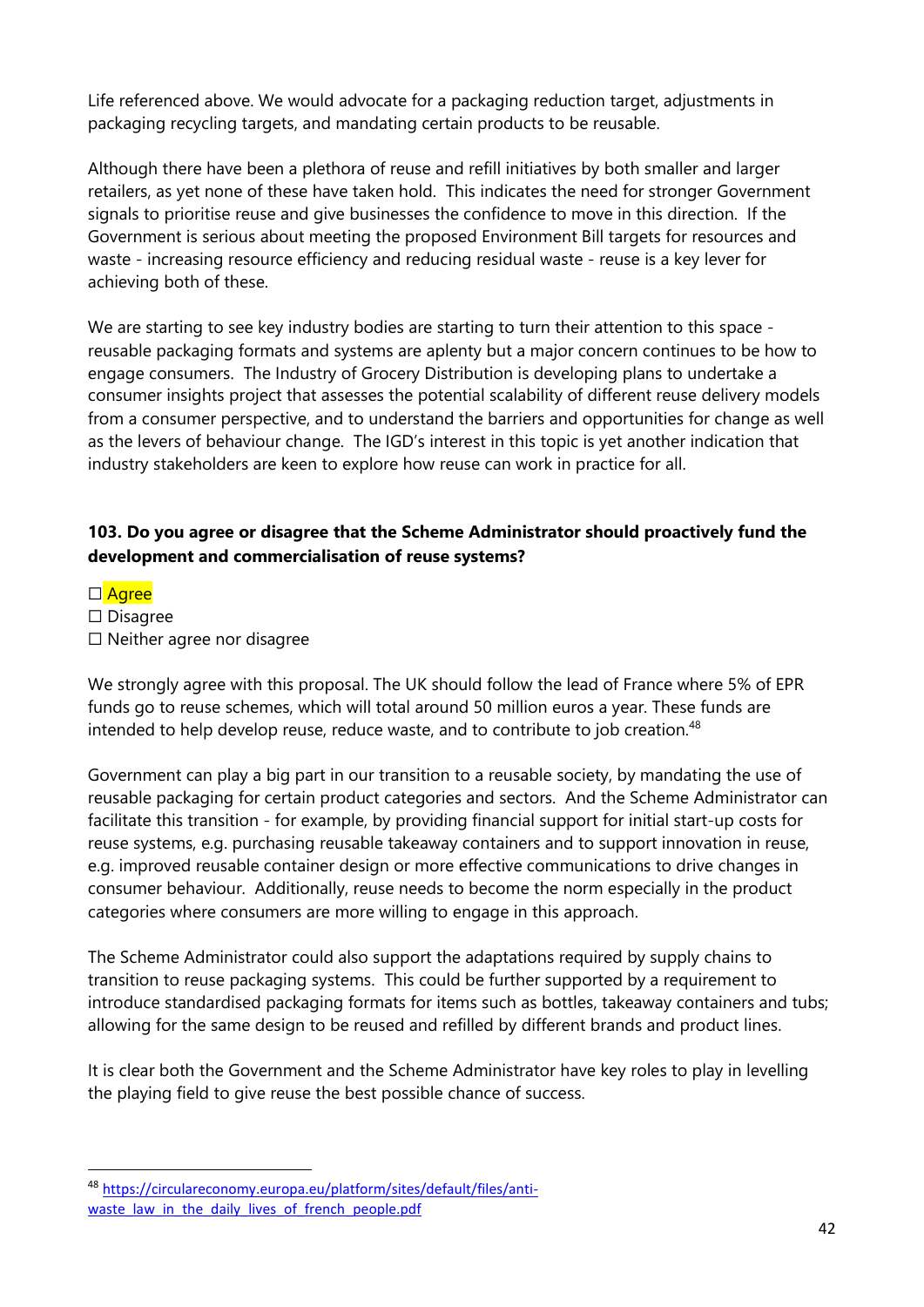Life referenced above. We would advocate for a packaging reduction target, adjustments in packaging recycling targets, and mandating certain products to be reusable.

Although there have been a plethora of reuse and refill initiatives by both smaller and larger retailers, as yet none of these have taken hold. This indicates the need for stronger Government signals to prioritise reuse and give businesses the confidence to move in this direction. If the Government is serious about meeting the proposed Environment Bill targets for resources and waste - increasing resource efficiency and reducing residual waste - reuse is a key lever for achieving both of these.

We are starting to see key industry bodies are starting to turn their attention to this space - reusable packaging formats and systems are aplenty but a major concern continues to be how to engage consumers. The Industry of Grocery Distribution is developing plans to undertake a consumer insights project that assesses the potential scalability of different reuse delivery models from a consumer perspective, and to understand the barriers and opportunities for change as well as the levers of behaviour change. The IGD's interest in this topic is yet another indication that industry stakeholders are keen to explore how reuse can work in practice for all.

**103. Do you agree or disagree that the Scheme Administrator should proactively fund the development and commercialisation of reuse systems?**

☐ Agree
☐ Disagree
☐ Neither agree nor disagree

We strongly agree with this proposal. The UK should follow the lead of France where 5% of EPR funds go to reuse schemes, which will total around 50 million euros a year. These funds are intended to help develop reuse, reduce waste, and to contribute to job creation.[48]

Government can play a big part in our transition to a reusable society, by mandating the use of reusable packaging for certain product categories and sectors. And the Scheme Administrator can facilitate this transition - for example, by providing financial support for initial start-up costs for reuse systems, e.g. purchasing reusable takeaway containers and to support innovation in reuse, e.g. improved reusable container design or more effective communications to drive changes in consumer behaviour. Additionally, reuse needs to become the norm especially in the product categories where consumers are more willing to engage in this approach.

The Scheme Administrator could also support the adaptations required by supply chains to transition to reuse packaging systems. This could be further supported by a requirement to introduce standardised packaging formats for items such as bottles, takeaway containers and tubs; allowing for the same design to be reused and refilled by different brands and product lines.

It is clear both the Government and the Scheme Administrator have key roles to play in levelling the playing field to give reuse the best possible chance of success.

---

[48] https://circulareconomy.europa.eu/platform/sites/default/files/anti-waste_law_in_the_daily_lives_of_french_people.pdf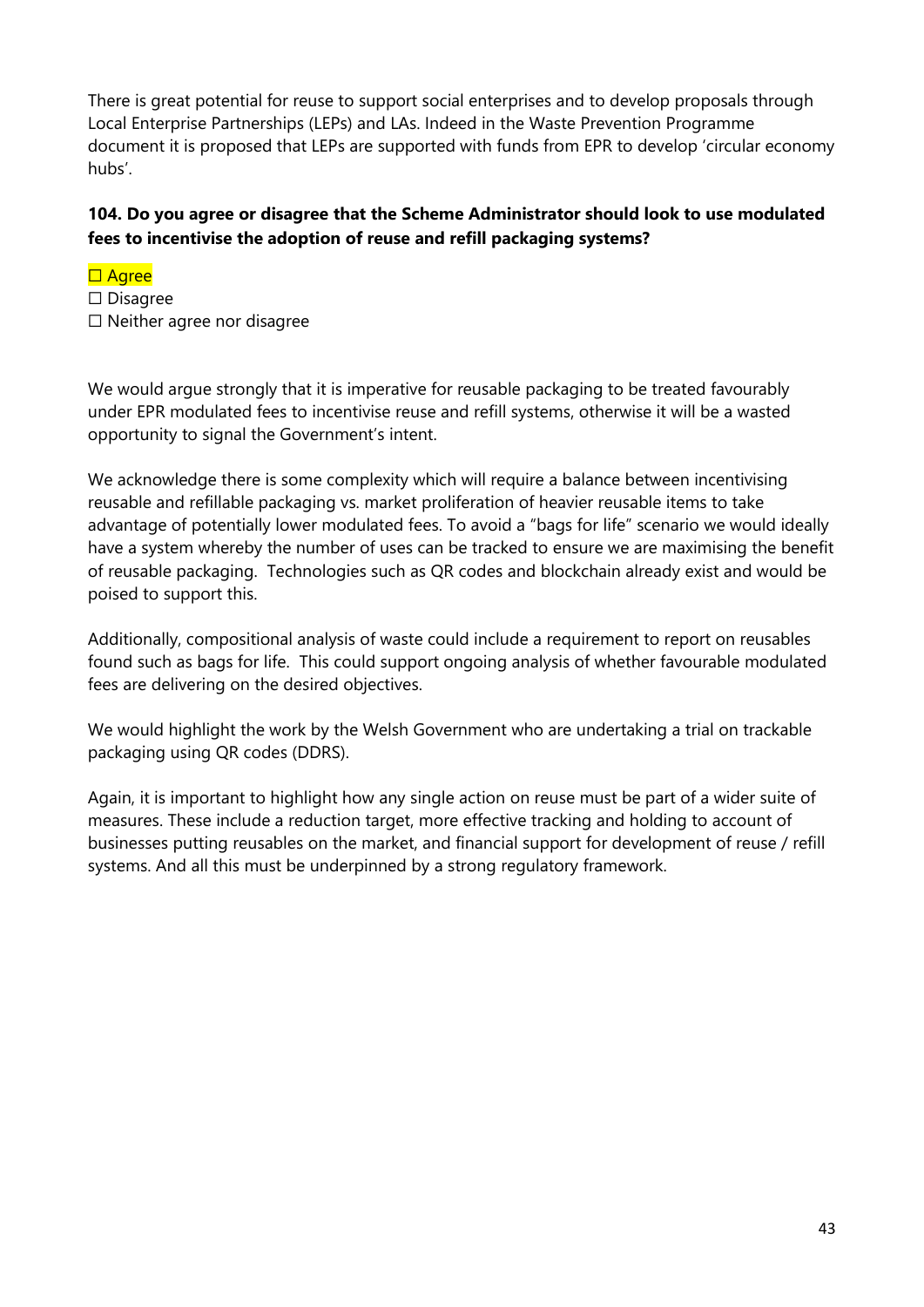There is great potential for reuse to support social enterprises and to develop proposals through Local Enterprise Partnerships (LEPs) and LAs. Indeed in the Waste Prevention Programme document it is proposed that LEPs are supported with funds from EPR to develop 'circular economy hubs'.

**104. Do you agree or disagree that the Scheme Administrator should look to use modulated fees to incentivise the adoption of reuse and refill packaging systems?**

☐ Agree
☐ Disagree
☐ Neither agree nor disagree

We would argue strongly that it is imperative for reusable packaging to be treated favourably under EPR modulated fees to incentivise reuse and refill systems, otherwise it will be a wasted opportunity to signal the Government's intent.

We acknowledge there is some complexity which will require a balance between incentivising reusable and refillable packaging vs. market proliferation of heavier reusable items to take advantage of potentially lower modulated fees. To avoid a "bags for life" scenario we would ideally have a system whereby the number of uses can be tracked to ensure we are maximising the benefit of reusable packaging. Technologies such as QR codes and blockchain already exist and would be poised to support this.

Additionally, compositional analysis of waste could include a requirement to report on reusables found such as bags for life. This could support ongoing analysis of whether favourable modulated fees are delivering on the desired objectives.

We would highlight the work by the Welsh Government who are undertaking a trial on trackable packaging using QR codes (DDRS).

Again, it is important to highlight how any single action on reuse must be part of a wider suite of measures. These include a reduction target, more effective tracking and holding to account of businesses putting reusables on the market, and financial support for development of reuse / refill systems. And all this must be underpinned by a strong regulatory framework.